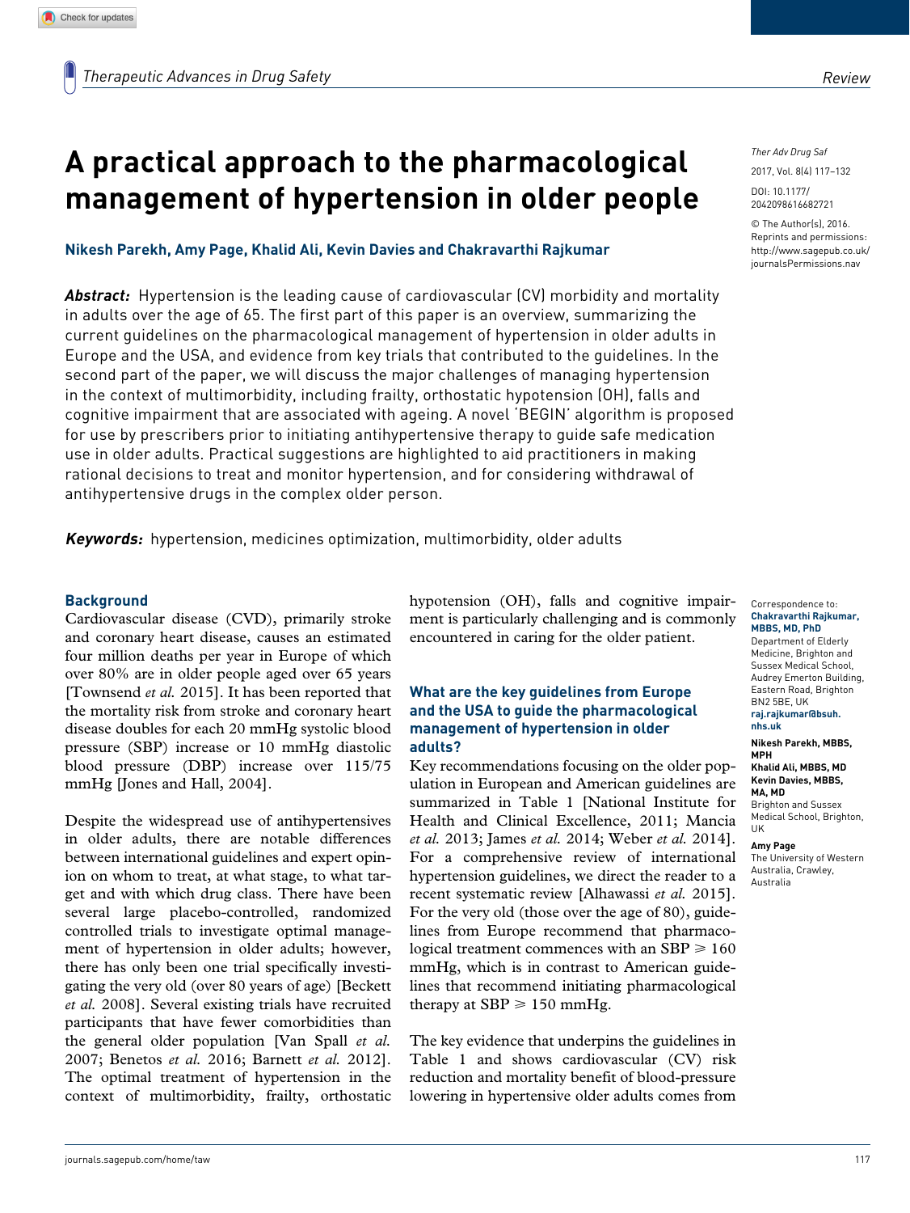# A practical approach to the pharmacological management of hypertension in older people

**Nikesh Parekh, Amy Page, Khalid Ali, Kevin Davies and Chakravarthi Rajkumar**

*Ther Adv Drug Saf*

2017, Vol. 8(4) 117–132

DOI: 10.1177/2042098616682721

© The Author(s), 2016. Reprints and permissions: http://www.sagepub.co.uk/journalsPermissions.nav

***Abstract:*** Hypertension is the leading cause of cardiovascular (CV) morbidity and mortality in adults over the age of 65. The first part of this paper is an overview, summarizing the current guidelines on the pharmacological management of hypertension in older adults in Europe and the USA, and evidence from key trials that contributed to the guidelines. In the second part of the paper, we will discuss the major challenges of managing hypertension in the context of multimorbidity, including frailty, orthostatic hypotension (OH), falls and cognitive impairment that are associated with ageing. A novel 'BEGIN' algorithm is proposed for use by prescribers prior to initiating antihypertensive therapy to guide safe medication use in older adults. Practical suggestions are highlighted to aid practitioners in making rational decisions to treat and monitor hypertension, and for considering withdrawal of antihypertensive drugs in the complex older person.

***Keywords:*** hypertension, medicines optimization, multimorbidity, older adults

Correspondence to: **Chakravarthi Rajkumar, MBBS, MD, PhD**
Department of Elderly Medicine, Brighton and Sussex Medical School, Audrey Emerton Building, Eastern Road, Brighton BN2 5BE, UK
**raj.rajkumar@bsuh.nhs.uk**

**Nikesh Parekh, MBBS, MPH**
**Khalid Ali, MBBS, MD**
**Kevin Davies, MBBS, MA, MD**
Brighton and Sussex Medical School, Brighton, UK

**Amy Page**
The University of Western Australia, Crawley, Australia

## Background

Cardiovascular disease (CVD), primarily stroke and coronary heart disease, causes an estimated four million deaths per year in Europe of which over 80% are in older people aged over 65 years [Townsend *et al.* 2015]. It has been reported that the mortality risk from stroke and coronary heart disease doubles for each 20 mmHg systolic blood pressure (SBP) increase or 10 mmHg diastolic blood pressure (DBP) increase over 115/75 mmHg [Jones and Hall, 2004].

Despite the widespread use of antihypertensives in older adults, there are notable differences between international guidelines and expert opinion on whom to treat, at what stage, to what target and with which drug class. There have been several large placebo-controlled, randomized controlled trials to investigate optimal management of hypertension in older adults; however, there has only been one trial specifically investigating the very old (over 80 years of age) [Beckett *et al.* 2008]. Several existing trials have recruited participants that have fewer comorbidities than the general older population [Van Spall *et al.* 2007; Benetos *et al.* 2016; Barnett *et al.* 2012]. The optimal treatment of hypertension in the context of multimorbidity, frailty, orthostatic hypotension (OH), falls and cognitive impairment is particularly challenging and is commonly encountered in caring for the older patient.

## What are the key guidelines from Europe and the USA to guide the pharmacological management of hypertension in older adults?

Key recommendations focusing on the older population in European and American guidelines are summarized in Table 1 [National Institute for Health and Clinical Excellence, 2011; Mancia *et al.* 2013; James *et al.* 2014; Weber *et al.* 2014]. For a comprehensive review of international hypertension guidelines, we direct the reader to a recent systematic review [Alhawassi *et al.* 2015]. For the very old (those over the age of 80), guidelines from Europe recommend that pharmacological treatment commences with an SBP ⩾ 160 mmHg, which is in contrast to American guidelines that recommend initiating pharmacological therapy at SBP ⩾ 150 mmHg.

The key evidence that underpins the guidelines in Table 1 and shows cardiovascular (CV) risk reduction and mortality benefit of blood-pressure lowering in hypertensive older adults comes from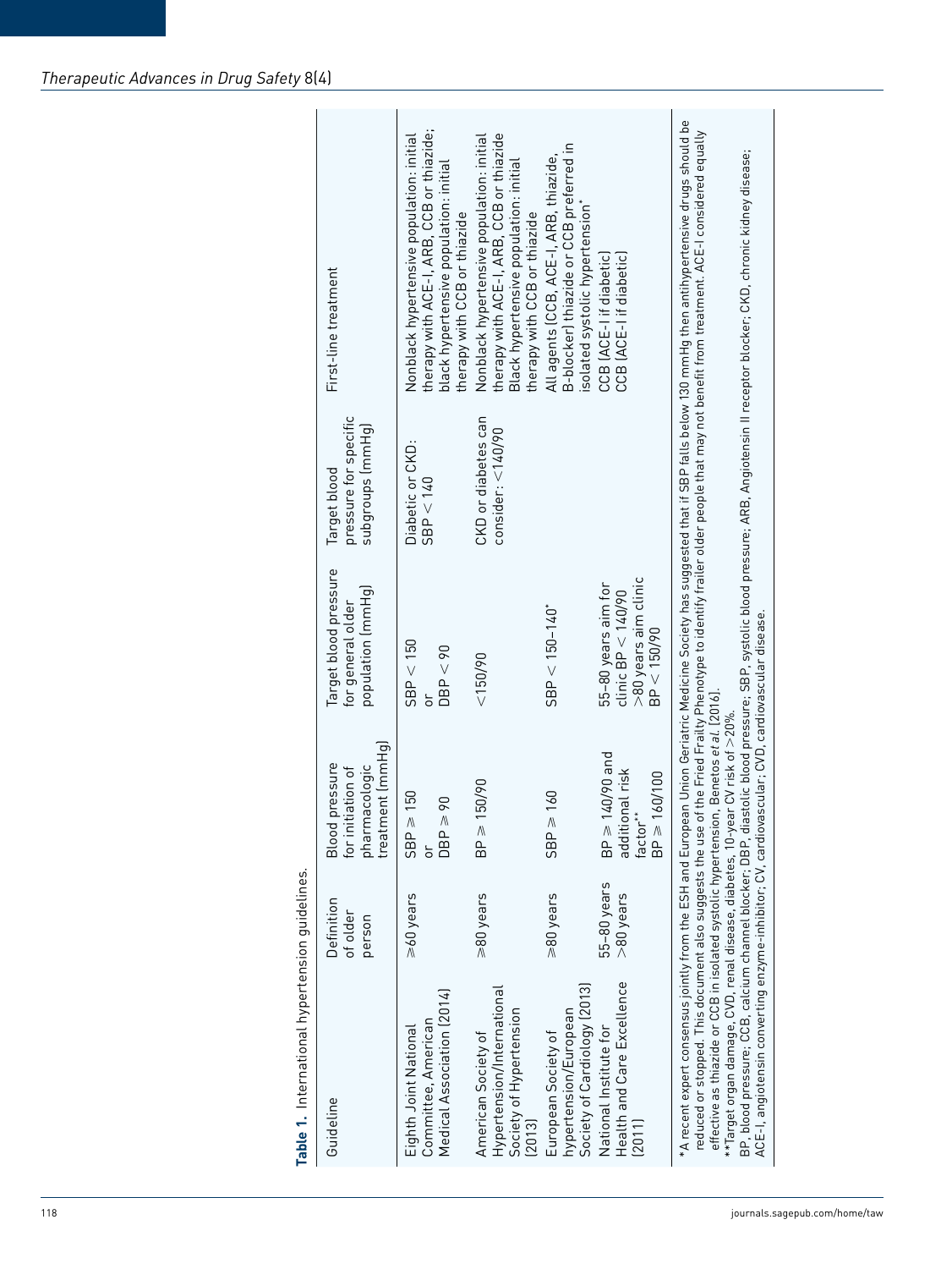**Table 1.** International hypertension guidelines.

| Guideline | Definition of older person | Blood pressure for initiation of pharmacologic treatment (mmHg) | Target blood pressure for general older population (mmHg) | Target blood pressure for specific subgroups (mmHg) | First-line treatment |
|---|---|---|---|---|---|
| Eighth Joint National Committee, American Medical Association (2014) | ⩾60 years | SBP ⩾ 150 or DBP ⩾ 90 | SBP < 150 or DBP < 90 | Diabetic or CKD: SBP < 140 | Nonblack hypertensive population: initial therapy with ACE-I, ARB, CCB or thiazide; black hypertensive population: initial therapy with CCB or thiazide |
| American Society of Hypertension/International Society of Hypertension (2013) | ⩾80 years | BP ⩾ 150/90 | <150/90 | CKD or diabetes can consider: <140/90 | Nonblack hypertensive population: initial therapy with ACE-I, ARB, CCB or thiazide Black hypertensive population: initial therapy with CCB or thiazide |
| European Society of hypertension/European Society of Cardiology (2013) | ⩾80 years | SBP ⩾ 160 | SBP < 150–140* | | All agents (CCB, ACE-I, ARB, thiazide, B-blocker) thiazide or CCB preferred in isolated systolic hypertension* |
| National Institute for Health and Care Excellence (2011) | 55–80 years >80 years | BP ⩾ 140/90 and additional risk factor** BP ⩾ 160/100 | 55–80 years aim for clinic BP < 140/90 >80 years aim clinic BP < 150/90 | | CCB (ACE-I if diabetic) CCB (ACE-I if diabetic) |

*A recent expert consensus jointly from the ESH and European Union Geriatric Medicine Society has suggested that if SBP falls below 130 mmHg then antihypertensive drugs should be reduced or stopped. This document also suggests the use of the Fried Frailty Phenotype to identify frailer older people that may not benefit from treatment. ACE-I considered equally effective as thiazide or CCB in isolated systolic hypertension, Benetos *et al.* [2016].

**Target organ damage, CVD, renal disease, diabetes, 10-year CV risk of >20%.

BP, blood pressure; CCB, calcium channel blocker; DBP, diastolic blood pressure; SBP, systolic blood pressure; ARB, Angiotensin II receptor blocker; CKD, chronic kidney disease; ACE-I, angiotensin converting enzyme-inhibitor; CV, cardiovascular; CVD, cardiovascular disease.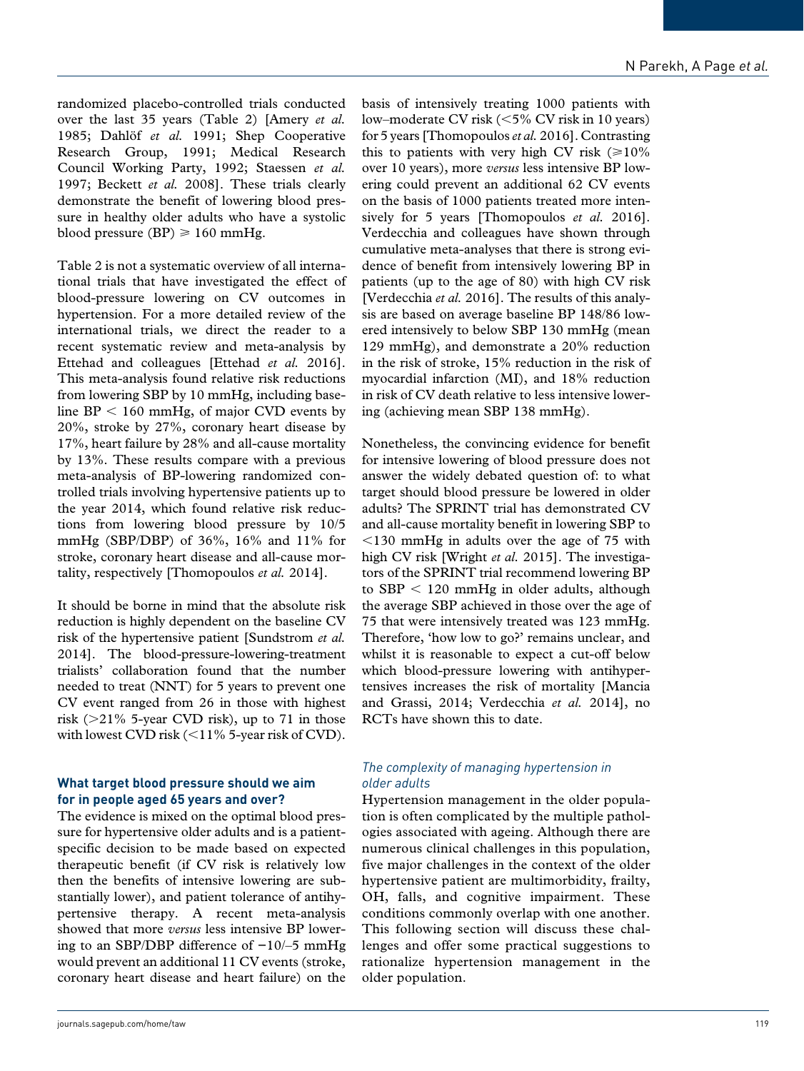randomized placebo-controlled trials conducted over the last 35 years (Table 2) [Amery *et al.* 1985; Dahlöf *et al.* 1991; Shep Cooperative Research Group, 1991; Medical Research Council Working Party, 1992; Staessen *et al.* 1997; Beckett *et al.* 2008]. These trials clearly demonstrate the benefit of lowering blood pressure in healthy older adults who have a systolic blood pressure (BP) $\geqslant$ 160 mmHg.

Table 2 is not a systematic overview of all international trials that have investigated the effect of blood-pressure lowering on CV outcomes in hypertension. For a more detailed review of the international trials, we direct the reader to a recent systematic review and meta-analysis by Ettehad and colleagues [Ettehad *et al.* 2016]. This meta-analysis found relative risk reductions from lowering SBP by 10 mmHg, including baseline BP < 160 mmHg, of major CVD events by 20%, stroke by 27%, coronary heart disease by 17%, heart failure by 28% and all-cause mortality by 13%. These results compare with a previous meta-analysis of BP-lowering randomized controlled trials involving hypertensive patients up to the year 2014, which found relative risk reductions from lowering blood pressure by 10/5 mmHg (SBP/DBP) of 36%, 16% and 11% for stroke, coronary heart disease and all-cause mortality, respectively [Thomopoulos *et al.* 2014].

It should be borne in mind that the absolute risk reduction is highly dependent on the baseline CV risk of the hypertensive patient [Sundstrom *et al.* 2014]. The blood-pressure-lowering-treatment trialists' collaboration found that the number needed to treat (NNT) for 5 years to prevent one CV event ranged from 26 in those with highest risk (>21% 5-year CVD risk), up to 71 in those with lowest CVD risk (<11% 5-year risk of CVD).

### What target blood pressure should we aim for in people aged 65 years and over?

The evidence is mixed on the optimal blood pressure for hypertensive older adults and is a patient-specific decision to be made based on expected therapeutic benefit (if CV risk is relatively low then the benefits of intensive lowering are substantially lower), and patient tolerance of antihypertensive therapy. A recent meta-analysis showed that more *versus* less intensive BP lowering to an SBP/DBP difference of −10/−5 mmHg would prevent an additional 11 CV events (stroke, coronary heart disease and heart failure) on the basis of intensively treating 1000 patients with low–moderate CV risk (<5% CV risk in 10 years) for 5 years [Thomopoulos *et al.* 2016]. Contrasting this to patients with very high CV risk ($\geqslant$10% over 10 years), more *versus* less intensive BP lowering could prevent an additional 62 CV events on the basis of 1000 patients treated more intensively for 5 years [Thomopoulos *et al.* 2016]. Verdecchia and colleagues have shown through cumulative meta-analyses that there is strong evidence of benefit from intensively lowering BP in patients (up to the age of 80) with high CV risk [Verdecchia *et al.* 2016]. The results of this analysis are based on average baseline BP 148/86 lowered intensively to below SBP 130 mmHg (mean 129 mmHg), and demonstrate a 20% reduction in the risk of stroke, 15% reduction in the risk of myocardial infarction (MI), and 18% reduction in risk of CV death relative to less intensive lowering (achieving mean SBP 138 mmHg).

Nonetheless, the convincing evidence for benefit for intensive lowering of blood pressure does not answer the widely debated question of: to what target should blood pressure be lowered in older adults? The SPRINT trial has demonstrated CV and all-cause mortality benefit in lowering SBP to <130 mmHg in adults over the age of 75 with high CV risk [Wright *et al.* 2015]. The investigators of the SPRINT trial recommend lowering BP to SBP < 120 mmHg in older adults, although the average SBP achieved in those over the age of 75 that were intensively treated was 123 mmHg. Therefore, 'how low to go?' remains unclear, and whilst it is reasonable to expect a cut-off below which blood-pressure lowering with antihypertensives increases the risk of mortality [Mancia and Grassi, 2014; Verdecchia *et al.* 2014], no RCTs have shown this to date.

#### *The complexity of managing hypertension in older adults*

Hypertension management in the older population is often complicated by the multiple pathologies associated with ageing. Although there are numerous clinical challenges in this population, five major challenges in the context of the older hypertensive patient are multimorbidity, frailty, OH, falls, and cognitive impairment. These conditions commonly overlap with one another. This following section will discuss these challenges and offer some practical suggestions to rationalize hypertension management in the older population.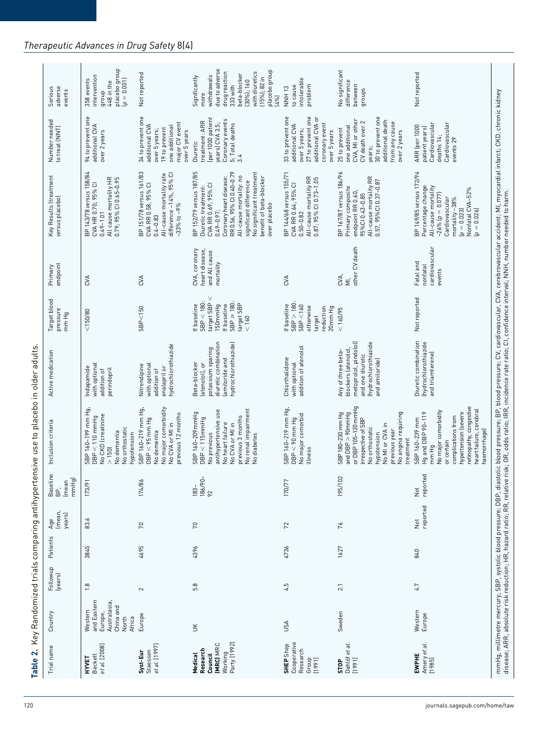**Table 2.** Key Randomized trials comparing antihypertensive use to placebo in older adults.

| Trial name | Country | Followup (years) | Patients | Age (mean, years) | Baseline BP, (mean mmHg) | Inclusion criteria | Active medication | Target blood pressure mm Hg | Primary endpoint | Key Results (treatment *versus* placebo) | Number needed to treat (NNT) | Serious adverse events |
|---|---|---|---|---|---|---|---|---|---|---|---|---|
| **HYVET** Beckett *et al.* [2008] | Western and Eastern Europe, Australasia, China and North Africa | 1.8 | 3845 | 83.6 | 173/91 | SBP 160–199 mm Hg, DBP < 110 mmHg No CKD (creatinine > 150) No dementia No orthostatic hypotension | Indapamide with optional addition of perindopril | <150/80 | CVA | BP 143/78 *versus* 158/84 CVA HR 0.70; 95% CI 0.49–1.01 All cause mortality HR 0.79; 95% CI 0.65–0.95 | 94 to prevent one additional CVA over 2 years | 358 events intervention group 448 in the placebo group ($p = 0.001$) |
| **Syst-Eur** Staessen *et al.* [1997] | Europe | 2 | 4695 | 70 | 174/86 | SBP 160–219 mm Hg, DBP < 95 mm Hg No dementia No major comorbidity No CVA or MI in previous 12 months | Nitrendipine with optional addition of enalapril or hydrochlorothiazide | SBP<150 | CVA | BP 151/78 *versus* 161/83 CVA RR 0.58, 95% CI 0.4–0.83 All-cause mortality rate difference −14%, 95% CI −33% to −9% | 34 to prevent one additional CVA over 5 years; 19 to prevent one additional major CV event over 5 years | Not reported |
| **Medical Research Council (MRC)** MRC Working Party [1992] | UK | 5.8 | 4396 | 70 | 183–186/90–92 | SBP 160–209mmHg DBP < 115mmHg No previous antihypertensive use No heart failure No CVA or MI in previous 3 months No renal impairment No diabetes | Beta-blocker (atenolol), or potassium sparing diuretic combination (amiloride and hydrochlorothiazide) | If baseline SBP < 180: target SBP < 150mmHg If baseline SBP ≥ 180: target SBP < 160 | CVA, coronary heart disease, and All cause mortality | BP 152/79 *versus* 187/85 Diuretic treatment: CVA RR 0.69; 95% CI 0.49–0.97; Coronary heart disease: RR 0.56, 95% CI 0.40–0.79 All-cause mortality: no significant difference No significant treatment benefit of beta-blocker over placebo | Diuretic treatment: ARR (per 1000 patient years) CVA 3.5; Coronary events 5; Total deaths 3.4 | Significantly more withdrawals due to adverse drug reaction 333 with beta-blocker (30%); 160 with diuretics (15%); 82 in placebo group (4%) |
| **SHEP** Shep Cooperative Research Group [1991] | USA | 4.5 | 4736 | 72 | 170/77 | SBP 160–219 mm Hg, DBP < 90 mm Hg No major comorbid illness | Chlorthalidone with optional addition of atenolol | If baseline SBP > 180: SBP <160 otherwise target reduction 20mm Hg | CVA | BP 144/68 *versus* 155/71 CVA RR 0.64; 95% CI 0.50–0.82 All-cause mortality RR 0.87; 95% CI 0.73–1.05 | 33 to prevent one additional CVA over 5 years; 27 to prevent one additional CVA or coronary event over 5 years | NNH 13 to cause intolerable problem |
| **STOP** Dahlöf *et al.* [1991] | Sweden | 2.1 | 1627 | 76 | 195/102 | SBP 180–230 mm Hg and DBP > 90mmHg or DBP 105–120 mmHg irrespective of SBP No orthostatic hypotension No MI or CVA in previous year No angina requiring treatment | Any of three beta-blockers (atenolol, metoprolol, pindolol) and one diuretic (hydrochlorothiazide and amiloride) | < 160/95 | CVA, MI, other CV death | BP 167/87 *versus* 186/96 Primary composite endpoint RR 0.60, 95%CI 0.43–0.85 All-cause mortality RR 0.57, 95%CI 0.37–0.87 | 25 to prevent one additional CVA, MI or other CV death over 2 years; 30 to prevent one additional death from any cause over 2 years | No significant difference between groups |
| **EWPHE** Amery *et al.* [1985] | Western Europe | 4.7 | 840 | Not reported | Not reported | SBP 160–239 mm Hg and DBP 90–119 mm Hg No major comorbidity or certain complications from hypertension (severe retinopathy, congestive heart failure, cerebral haemorrhage) | Diuretic combination (hydrochlorothiazide and triamterene) | Not reported | Fatal and nonfatal cardiovascular events | BP 149/85 *versus* 172/94 Percentage change All-cause mortality −26% ($p = 0.077$) Cardiovascular mortality −38% ($p = 0.023$) Nonfatal CVA−52% ($p = 0.026$) | ARR (per 1000 patient years) Cardiovascular deaths 14; Cardiovascular events 29 | Not reported |

mmHg, millimetre mercury; SBP, systolic blood pressure; DBP, diastolic blood pressure; BP, blood pressure; CV, cardiovascular; CVA, cerebrovascular accident; MI, myocardial infarct; CKD, chronic kidney disease; ARR, absolute risk reduction; HR, hazard ratio; RR, relative risk; OR, odds ratio; IRR, incidence rate ratio; CI, confidence interval; NNH, number needed to harm.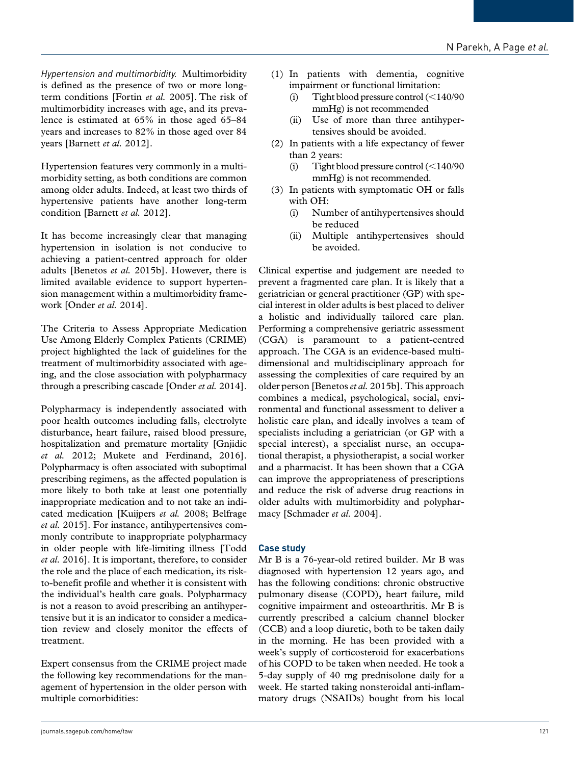*Hypertension and multimorbidity.* Multimorbidity is defined as the presence of two or more long-term conditions [Fortin *et al.* 2005]. The risk of multimorbidity increases with age, and its prevalence is estimated at 65% in those aged 65–84 years and increases to 82% in those aged over 84 years [Barnett *et al.* 2012].

Hypertension features very commonly in a multimorbidity setting, as both conditions are common among older adults. Indeed, at least two thirds of hypertensive patients have another long-term condition [Barnett *et al.* 2012].

It has become increasingly clear that managing hypertension in isolation is not conducive to achieving a patient-centred approach for older adults [Benetos *et al.* 2015b]. However, there is limited available evidence to support hypertension management within a multimorbidity framework [Onder *et al.* 2014].

The Criteria to Assess Appropriate Medication Use Among Elderly Complex Patients (CRIME) project highlighted the lack of guidelines for the treatment of multimorbidity associated with ageing, and the close association with polypharmacy through a prescribing cascade [Onder *et al.* 2014].

Polypharmacy is independently associated with poor health outcomes including falls, electrolyte disturbance, heart failure, raised blood pressure, hospitalization and premature mortality [Gnjidic *et al.* 2012; Mukete and Ferdinand, 2016]. Polypharmacy is often associated with suboptimal prescribing regimens, as the affected population is more likely to both take at least one potentially inappropriate medication and to not take an indicated medication [Kuijpers *et al.* 2008; Belfrage *et al.* 2015]. For instance, antihypertensives commonly contribute to inappropriate polypharmacy in older people with life-limiting illness [Todd *et al.* 2016]. It is important, therefore, to consider the role and the place of each medication, its risk-to-benefit profile and whether it is consistent with the individual's health care goals. Polypharmacy is not a reason to avoid prescribing an antihypertensive but it is an indicator to consider a medication review and closely monitor the effects of treatment.

Expert consensus from the CRIME project made the following key recommendations for the management of hypertension in the older person with multiple comorbidities:

(1) In patients with dementia, cognitive impairment or functional limitation:
   (i) Tight blood pressure control (<140/90 mmHg) is not recommended
   (ii) Use of more than three antihypertensives should be avoided.
(2) In patients with a life expectancy of fewer than 2 years:
   (i) Tight blood pressure control (<140/90 mmHg) is not recommended.
(3) In patients with symptomatic OH or falls with OH:
   (i) Number of antihypertensives should be reduced
   (ii) Multiple antihypertensives should be avoided.

Clinical expertise and judgement are needed to prevent a fragmented care plan. It is likely that a geriatrician or general practitioner (GP) with special interest in older adults is best placed to deliver a holistic and individually tailored care plan. Performing a comprehensive geriatric assessment (CGA) is paramount to a patient-centred approach. The CGA is an evidence-based multi-dimensional and multidisciplinary approach for assessing the complexities of care required by an older person [Benetos *et al.* 2015b]. This approach combines a medical, psychological, social, environmental and functional assessment to deliver a holistic care plan, and ideally involves a team of specialists including a geriatrician (or GP with a special interest), a specialist nurse, an occupational therapist, a physiotherapist, a social worker and a pharmacist. It has been shown that a CGA can improve the appropriateness of prescriptions and reduce the risk of adverse drug reactions in older adults with multimorbidity and polypharmacy [Schmader *et al.* 2004].

### Case study

Mr B is a 76-year-old retired builder. Mr B was diagnosed with hypertension 12 years ago, and has the following conditions: chronic obstructive pulmonary disease (COPD), heart failure, mild cognitive impairment and osteoarthritis. Mr B is currently prescribed a calcium channel blocker (CCB) and a loop diuretic, both to be taken daily in the morning. He has been provided with a week's supply of corticosteroid for exacerbations of his COPD to be taken when needed. He took a 5-day supply of 40 mg prednisolone daily for a week. He started taking nonsteroidal anti-inflammatory drugs (NSAIDs) bought from his local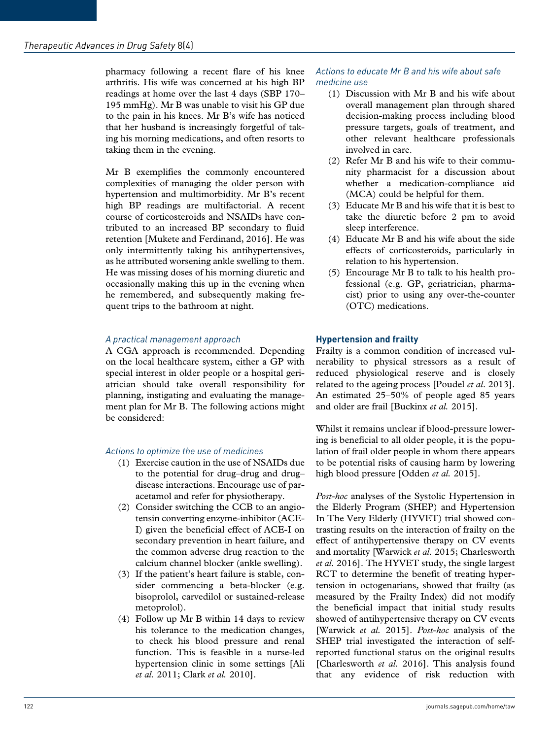pharmacy following a recent flare of his knee arthritis. His wife was concerned at his high BP readings at home over the last 4 days (SBP 170–195 mmHg). Mr B was unable to visit his GP due to the pain in his knees. Mr B's wife has noticed that her husband is increasingly forgetful of taking his morning medications, and often resorts to taking them in the evening.

Mr B exemplifies the commonly encountered complexities of managing the older person with hypertension and multimorbidity. Mr B's recent high BP readings are multifactorial. A recent course of corticosteroids and NSAIDs have contributed to an increased BP secondary to fluid retention [Mukete and Ferdinand, 2016]. He was only intermittently taking his antihypertensives, as he attributed worsening ankle swelling to them. He was missing doses of his morning diuretic and occasionally making this up in the evening when he remembered, and subsequently making frequent trips to the bathroom at night.

*A practical management approach*

A CGA approach is recommended. Depending on the local healthcare system, either a GP with special interest in older people or a hospital geriatrician should take overall responsibility for planning, instigating and evaluating the management plan for Mr B. The following actions might be considered:

*Actions to optimize the use of medicines*

1. Exercise caution in the use of NSAIDs due to the potential for drug–drug and drug–disease interactions. Encourage use of paracetamol and refer for physiotherapy.
2. Consider switching the CCB to an angiotensin converting enzyme-inhibitor (ACE-I) given the beneficial effect of ACE-I on secondary prevention in heart failure, and the common adverse drug reaction to the calcium channel blocker (ankle swelling).
3. If the patient's heart failure is stable, consider commencing a beta-blocker (e.g. bisoprolol, carvedilol or sustained-release metoprolol).
4. Follow up Mr B within 14 days to review his tolerance to the medication changes, to check his blood pressure and renal function. This is feasible in a nurse-led hypertension clinic in some settings [Ali *et al.* 2011; Clark *et al.* 2010].

*Actions to educate Mr B and his wife about safe medicine use*

1. Discussion with Mr B and his wife about overall management plan through shared decision-making process including blood pressure targets, goals of treatment, and other relevant healthcare professionals involved in care.
2. Refer Mr B and his wife to their community pharmacist for a discussion about whether a medication-compliance aid (MCA) could be helpful for them.
3. Educate Mr B and his wife that it is best to take the diuretic before 2 pm to avoid sleep interference.
4. Educate Mr B and his wife about the side effects of corticosteroids, particularly in relation to his hypertension.
5. Encourage Mr B to talk to his health professional (e.g. GP, geriatrician, pharmacist) prior to using any over-the-counter (OTC) medications.

## Hypertension and frailty

Frailty is a common condition of increased vulnerability to physical stressors as a result of reduced physiological reserve and is closely related to the ageing process [Poudel *et al.* 2013]. An estimated 25–50% of people aged 85 years and older are frail [Buckinx *et al.* 2015].

Whilst it remains unclear if blood-pressure lowering is beneficial to all older people, it is the population of frail older people in whom there appears to be potential risks of causing harm by lowering high blood pressure [Odden *et al.* 2015].

*Post-hoc* analyses of the Systolic Hypertension in the Elderly Program (SHEP) and Hypertension In The Very Elderly (HYVET) trial showed contrasting results on the interaction of frailty on the effect of antihypertensive therapy on CV events and mortality [Warwick *et al.* 2015; Charlesworth *et al.* 2016]. The HYVET study, the single largest RCT to determine the benefit of treating hypertension in octogenarians, showed that frailty (as measured by the Frailty Index) did not modify the beneficial impact that initial study results showed of antihypertensive therapy on CV events [Warwick *et al.* 2015]. *Post-hoc* analysis of the SHEP trial investigated the interaction of self-reported functional status on the original results [Charlesworth *et al.* 2016]. This analysis found that any evidence of risk reduction with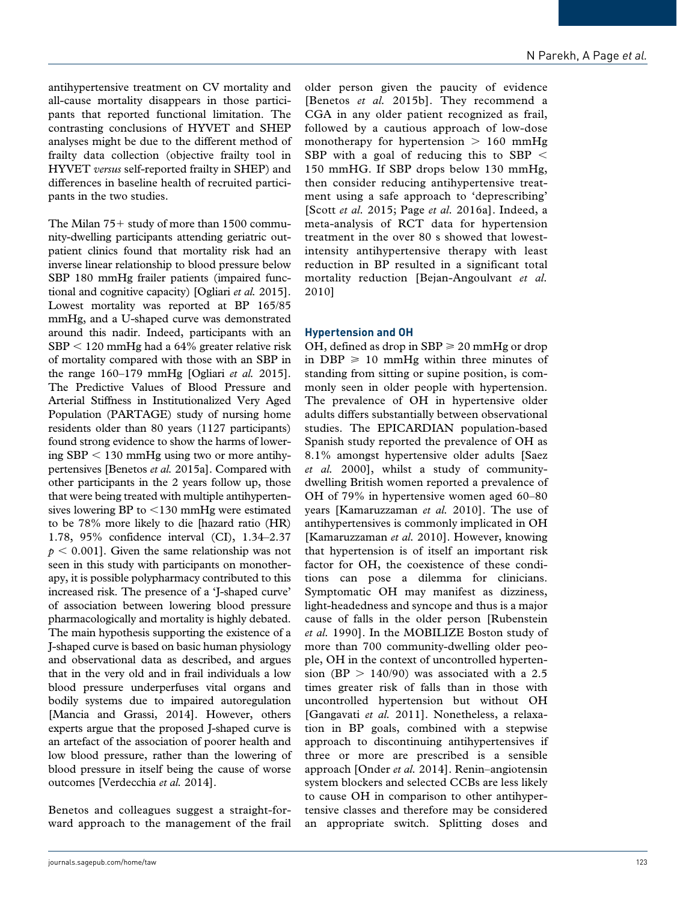antihypertensive treatment on CV mortality and all-cause mortality disappears in those participants that reported functional limitation. The contrasting conclusions of HYVET and SHEP analyses might be due to the different method of frailty data collection (objective frailty tool in HYVET *versus* self-reported frailty in SHEP) and differences in baseline health of recruited participants in the two studies.

The Milan 75+ study of more than 1500 community-dwelling participants attending geriatric outpatient clinics found that mortality risk had an inverse linear relationship to blood pressure below SBP 180 mmHg frailer patients (impaired functional and cognitive capacity) [Ogliari *et al.* 2015]. Lowest mortality was reported at BP 165/85 mmHg, and a U-shaped curve was demonstrated around this nadir. Indeed, participants with an SBP < 120 mmHg had a 64% greater relative risk of mortality compared with those with an SBP in the range 160–179 mmHg [Ogliari *et al.* 2015]. The Predictive Values of Blood Pressure and Arterial Stiffness in Institutionalized Very Aged Population (PARTAGE) study of nursing home residents older than 80 years (1127 participants) found strong evidence to show the harms of lowering SBP < 130 mmHg using two or more antihypertensives [Benetos *et al.* 2015a]. Compared with other participants in the 2 years follow up, those that were being treated with multiple antihypertensives lowering BP to <130 mmHg were estimated to be 78% more likely to die [hazard ratio (HR) 1.78, 95% confidence interval (CI), 1.34–2.37 $p < 0.001$]. Given the same relationship was not seen in this study with participants on monotherapy, it is possible polypharmacy contributed to this increased risk. The presence of a 'J-shaped curve' of association between lowering blood pressure pharmacologically and mortality is highly debated. The main hypothesis supporting the existence of a J-shaped curve is based on basic human physiology and observational data as described, and argues that in the very old and in frail individuals a low blood pressure underperfuses vital organs and bodily systems due to impaired autoregulation [Mancia and Grassi, 2014]. However, others experts argue that the proposed J-shaped curve is an artefact of the association of poorer health and low blood pressure, rather than the lowering of blood pressure in itself being the cause of worse outcomes [Verdecchia *et al.* 2014].

Benetos and colleagues suggest a straight-forward approach to the management of the frail older person given the paucity of evidence [Benetos *et al.* 2015b]. They recommend a CGA in any older patient recognized as frail, followed by a cautious approach of low-dose monotherapy for hypertension > 160 mmHg SBP with a goal of reducing this to SBP < 150 mmHG. If SBP drops below 130 mmHg, then consider reducing antihypertensive treatment using a safe approach to 'deprescribing' [Scott *et al.* 2015; Page *et al.* 2016a]. Indeed, a meta-analysis of RCT data for hypertension treatment in the over 80 s showed that lowest-intensity antihypertensive therapy with least reduction in BP resulted in a significant total mortality reduction [Bejan-Angoulvant *et al.* 2010]

## Hypertension and OH

OH, defined as drop in SBP ⩾ 20 mmHg or drop in DBP ⩾ 10 mmHg within three minutes of standing from sitting or supine position, is commonly seen in older people with hypertension. The prevalence of OH in hypertensive older adults differs substantially between observational studies. The EPICARDIAN population-based Spanish study reported the prevalence of OH as 8.1% amongst hypertensive older adults [Saez *et al.* 2000], whilst a study of community-dwelling British women reported a prevalence of OH of 79% in hypertensive women aged 60–80 years [Kamaruzzaman *et al.* 2010]. The use of antihypertensives is commonly implicated in OH [Kamaruzzaman *et al.* 2010]. However, knowing that hypertension is of itself an important risk factor for OH, the coexistence of these conditions can pose a dilemma for clinicians. Symptomatic OH may manifest as dizziness, light-headedness and syncope and thus is a major cause of falls in the older person [Rubenstein *et al.* 1990]. In the MOBILIZE Boston study of more than 700 community-dwelling older people, OH in the context of uncontrolled hypertension (BP > 140/90) was associated with a 2.5 times greater risk of falls than in those with uncontrolled hypertension but without OH [Gangavati *et al.* 2011]. Nonetheless, a relaxation in BP goals, combined with a stepwise approach to discontinuing antihypertensives if three or more are prescribed is a sensible approach [Onder *et al.* 2014]. Renin–angiotensin system blockers and selected CCBs are less likely to cause OH in comparison to other antihypertensive classes and therefore may be considered an appropriate switch. Splitting doses and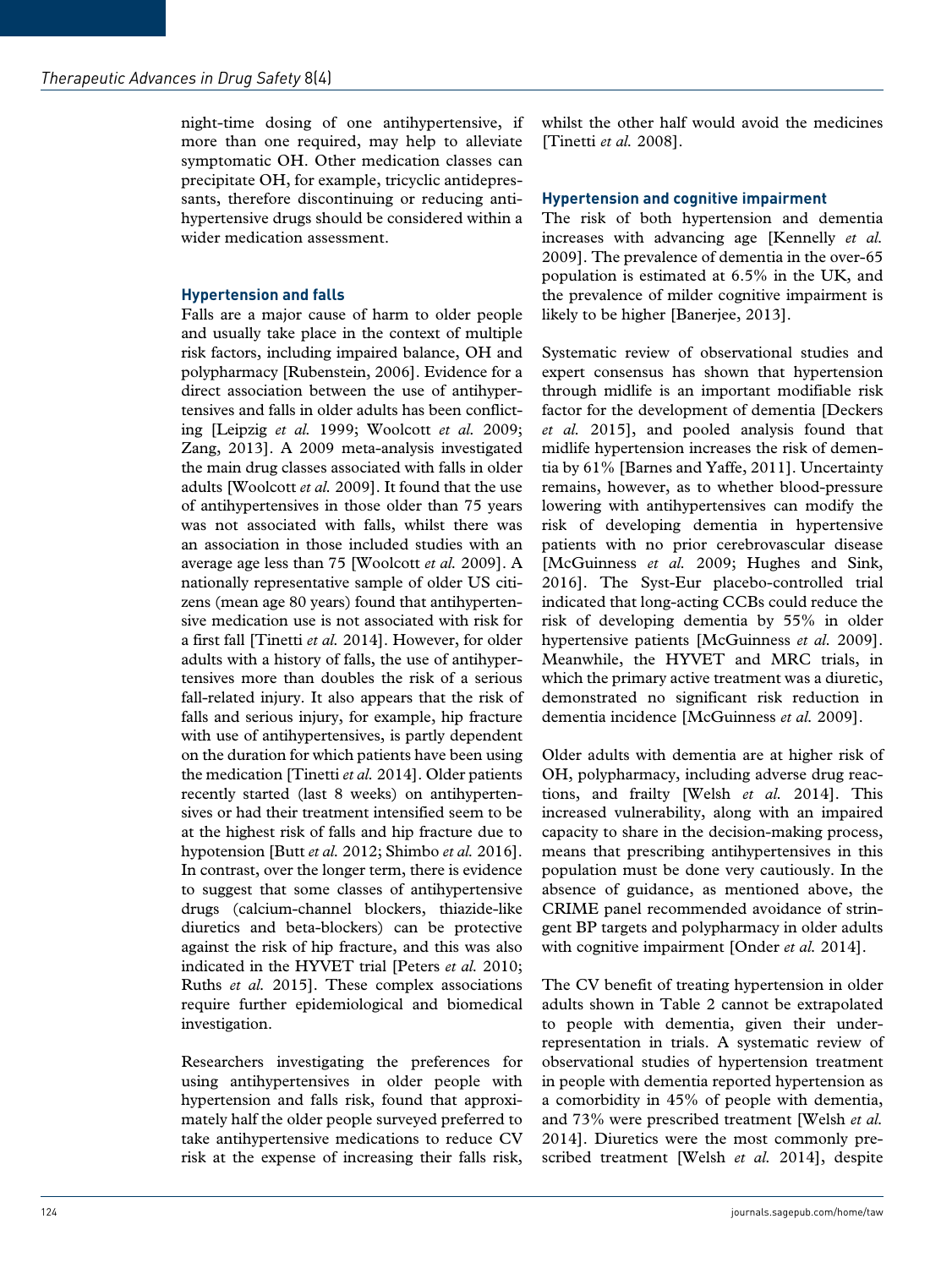night-time dosing of one antihypertensive, if more than one required, may help to alleviate symptomatic OH. Other medication classes can precipitate OH, for example, tricyclic antidepressants, therefore discontinuing or reducing antihypertensive drugs should be considered within a wider medication assessment.

### Hypertension and falls

Falls are a major cause of harm to older people and usually take place in the context of multiple risk factors, including impaired balance, OH and polypharmacy [Rubenstein, 2006]. Evidence for a direct association between the use of antihypertensives and falls in older adults has been conflicting [Leipzig *et al.* 1999; Woolcott *et al.* 2009; Zang, 2013]. A 2009 meta-analysis investigated the main drug classes associated with falls in older adults [Woolcott *et al.* 2009]. It found that the use of antihypertensives in those older than 75 years was not associated with falls, whilst there was an association in those included studies with an average age less than 75 [Woolcott *et al.* 2009]. A nationally representative sample of older US citizens (mean age 80 years) found that antihypertensive medication use is not associated with risk for a first fall [Tinetti *et al.* 2014]. However, for older adults with a history of falls, the use of antihypertensives more than doubles the risk of a serious fall-related injury. It also appears that the risk of falls and serious injury, for example, hip fracture with use of antihypertensives, is partly dependent on the duration for which patients have been using the medication [Tinetti *et al.* 2014]. Older patients recently started (last 8 weeks) on antihypertensives or had their treatment intensified seem to be at the highest risk of falls and hip fracture due to hypotension [Butt *et al.* 2012; Shimbo *et al.* 2016]. In contrast, over the longer term, there is evidence to suggest that some classes of antihypertensive drugs (calcium-channel blockers, thiazide-like diuretics and beta-blockers) can be protective against the risk of hip fracture, and this was also indicated in the HYVET trial [Peters *et al.* 2010; Ruths *et al.* 2015]. These complex associations require further epidemiological and biomedical investigation.

Researchers investigating the preferences for using antihypertensives in older people with hypertension and falls risk, found that approximately half the older people surveyed preferred to take antihypertensive medications to reduce CV risk at the expense of increasing their falls risk, whilst the other half would avoid the medicines [Tinetti *et al.* 2008].

### Hypertension and cognitive impairment

The risk of both hypertension and dementia increases with advancing age [Kennelly *et al.* 2009]. The prevalence of dementia in the over-65 population is estimated at 6.5% in the UK, and the prevalence of milder cognitive impairment is likely to be higher [Banerjee, 2013].

Systematic review of observational studies and expert consensus has shown that hypertension through midlife is an important modifiable risk factor for the development of dementia [Deckers *et al.* 2015], and pooled analysis found that midlife hypertension increases the risk of dementia by 61% [Barnes and Yaffe, 2011]. Uncertainty remains, however, as to whether blood-pressure lowering with antihypertensives can modify the risk of developing dementia in hypertensive patients with no prior cerebrovascular disease [McGuinness *et al.* 2009; Hughes and Sink, 2016]. The Syst-Eur placebo-controlled trial indicated that long-acting CCBs could reduce the risk of developing dementia by 55% in older hypertensive patients [McGuinness *et al.* 2009]. Meanwhile, the HYVET and MRC trials, in which the primary active treatment was a diuretic, demonstrated no significant risk reduction in dementia incidence [McGuinness *et al.* 2009].

Older adults with dementia are at higher risk of OH, polypharmacy, including adverse drug reactions, and frailty [Welsh *et al.* 2014]. This increased vulnerability, along with an impaired capacity to share in the decision-making process, means that prescribing antihypertensives in this population must be done very cautiously. In the absence of guidance, as mentioned above, the CRIME panel recommended avoidance of stringent BP targets and polypharmacy in older adults with cognitive impairment [Onder *et al.* 2014].

The CV benefit of treating hypertension in older adults shown in Table 2 cannot be extrapolated to people with dementia, given their underrepresentation in trials. A systematic review of observational studies of hypertension treatment in people with dementia reported hypertension as a comorbidity in 45% of people with dementia, and 73% were prescribed treatment [Welsh *et al.* 2014]. Diuretics were the most commonly prescribed treatment [Welsh *et al.* 2014], despite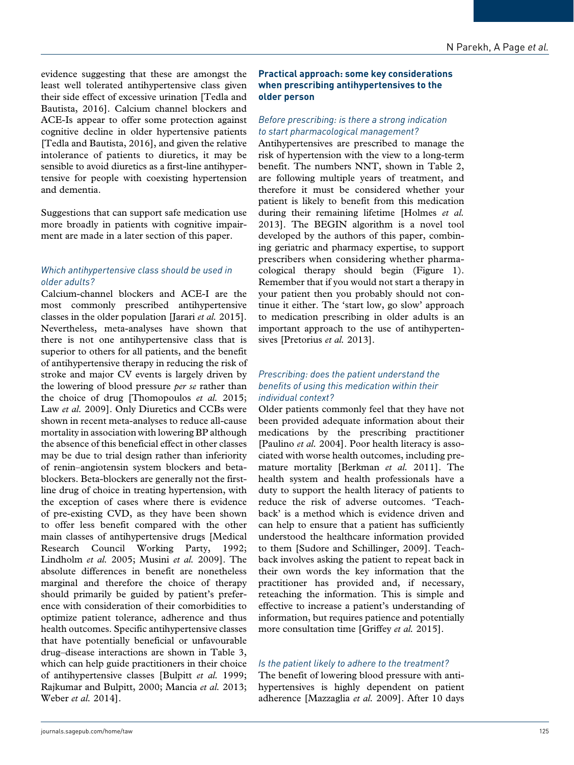evidence suggesting that these are amongst the least well tolerated antihypertensive class given their side effect of excessive urination [Tedla and Bautista, 2016]. Calcium channel blockers and ACE-Is appear to offer some protection against cognitive decline in older hypertensive patients [Tedla and Bautista, 2016], and given the relative intolerance of patients to diuretics, it may be sensible to avoid diuretics as a first-line antihypertensive for people with coexisting hypertension and dementia.

Suggestions that can support safe medication use more broadly in patients with cognitive impairment are made in a later section of this paper.

### *Which antihypertensive class should be used in older adults?*

Calcium-channel blockers and ACE-I are the most commonly prescribed antihypertensive classes in the older population [Jarari *et al.* 2015]. Nevertheless, meta-analyses have shown that there is not one antihypertensive class that is superior to others for all patients, and the benefit of antihypertensive therapy in reducing the risk of stroke and major CV events is largely driven by the lowering of blood pressure *per se* rather than the choice of drug [Thomopoulos *et al.* 2015; Law *et al.* 2009]. Only Diuretics and CCBs were shown in recent meta-analyses to reduce all-cause mortality in association with lowering BP although the absence of this beneficial effect in other classes may be due to trial design rather than inferiority of renin–angiotensin system blockers and beta-blockers. Beta-blockers are generally not the first-line drug of choice in treating hypertension, with the exception of cases where there is evidence of pre-existing CVD, as they have been shown to offer less benefit compared with the other main classes of antihypertensive drugs [Medical Research Council Working Party, 1992; Lindholm *et al.* 2005; Musini *et al.* 2009]. The absolute differences in benefit are nonetheless marginal and therefore the choice of therapy should primarily be guided by patient's preference with consideration of their comorbidities to optimize patient tolerance, adherence and thus health outcomes. Specific antihypertensive classes that have potentially beneficial or unfavourable drug–disease interactions are shown in Table 3, which can help guide practitioners in their choice of antihypertensive classes [Bulpitt *et al.* 1999; Rajkumar and Bulpitt, 2000; Mancia *et al.* 2013; Weber *et al.* 2014].

## **Practical approach: some key considerations when prescribing antihypertensives to the older person**

### *Before prescribing: is there a strong indication to start pharmacological management?*

Antihypertensives are prescribed to manage the risk of hypertension with the view to a long-term benefit. The numbers NNT, shown in Table 2, are following multiple years of treatment, and therefore it must be considered whether your patient is likely to benefit from this medication during their remaining lifetime [Holmes *et al.* 2013]. The BEGIN algorithm is a novel tool developed by the authors of this paper, combining geriatric and pharmacy expertise, to support prescribers when considering whether pharmacological therapy should begin (Figure 1). Remember that if you would not start a therapy in your patient then you probably should not continue it either. The 'start low, go slow' approach to medication prescribing in older adults is an important approach to the use of antihypertensives [Pretorius *et al.* 2013].

### *Prescribing: does the patient understand the benefits of using this medication within their individual context?*

Older patients commonly feel that they have not been provided adequate information about their medications by the prescribing practitioner [Paulino *et al.* 2004]. Poor health literacy is associated with worse health outcomes, including premature mortality [Berkman *et al.* 2011]. The health system and health professionals have a duty to support the health literacy of patients to reduce the risk of adverse outcomes. 'Teach-back' is a method which is evidence driven and can help to ensure that a patient has sufficiently understood the healthcare information provided to them [Sudore and Schillinger, 2009]. Teach-back involves asking the patient to repeat back in their own words the key information that the practitioner has provided and, if necessary, reteaching the information. This is simple and effective to increase a patient's understanding of information, but requires patience and potentially more consultation time [Griffey *et al.* 2015].

### *Is the patient likely to adhere to the treatment?*

The benefit of lowering blood pressure with antihypertensives is highly dependent on patient adherence [Mazzaglia *et al.* 2009]. After 10 days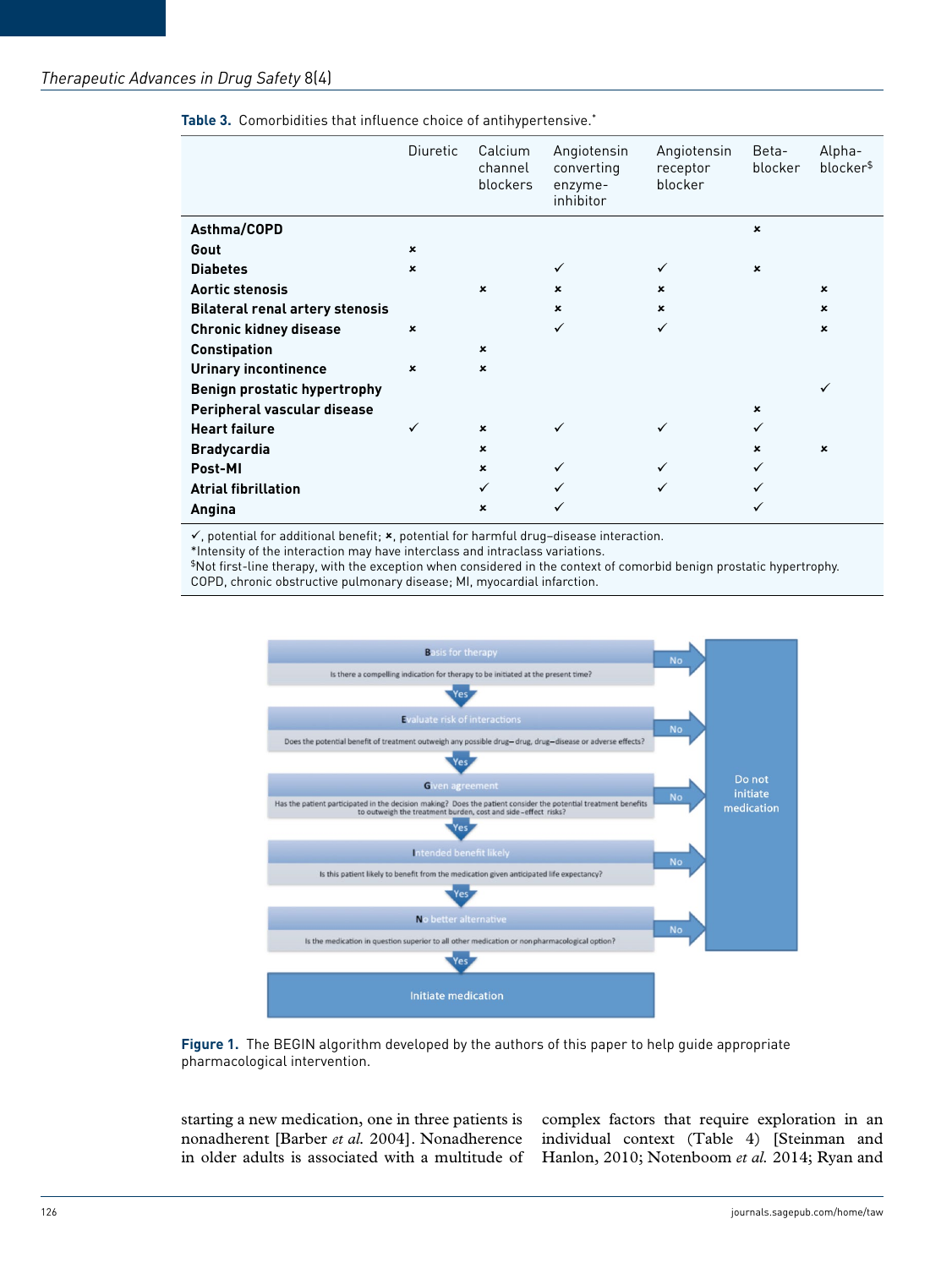**Table 3.** Comorbidities that influence choice of antihypertensive.*

| | Diuretic | Calcium channel blockers | Angiotensin converting enzyme-inhibitor | Angiotensin receptor blocker | Beta-blocker | Alpha-blocker$ |
|---|---|---|---|---|---|---|
| **Asthma/COPD** | | | | | × | |
| **Gout** | × | | | | | |
| **Diabetes** | × | | ✓ | ✓ | × | |
| **Aortic stenosis** | | × | × | × | | × |
| **Bilateral renal artery stenosis** | | | × | × | | × |
| **Chronic kidney disease** | × | | ✓ | ✓ | | × |
| **Constipation** | | × | | | | |
| **Urinary incontinence** | × | × | | | | |
| **Benign prostatic hypertrophy** | | | | | | ✓ |
| **Peripheral vascular disease** | | | | | × | |
| **Heart failure** | ✓ | × | ✓ | ✓ | ✓ | |
| **Bradycardia** | | × | | | × | × |
| **Post-MI** | | × | ✓ | ✓ | ✓ | |
| **Atrial fibrillation** | | ✓ | ✓ | ✓ | ✓ | |
| **Angina** | | × | ✓ | | ✓ | |

✓, potential for additional benefit; ×, potential for harmful drug–disease interaction.
*Intensity of the interaction may have interclass and intraclass variations.
$Not first-line therapy, with the exception when considered in the context of comorbid benign prostatic hypertrophy.
COPD, chronic obstructive pulmonary disease; MI, myocardial infarction.

**Basis for therapy** – Is there a compelling indication for therapy to be initiated at the present time? (No → Do not initiate medication; Yes ↓)

**Evaluate risk of interactions** – Does the potential benefit of treatment outweigh any possible drug–drug, drug–disease or adverse effects? (No → Do not initiate medication; Yes ↓)

**Given agreement** – Has the patient participated in the decision making? Does the patient consider the potential treatment benefits to outweigh the treatment burden, cost and side-effect risks? (No → Do not initiate medication; Yes ↓)

**Intended benefit likely** – Is this patient likely to benefit from the medication given anticipated life expectancy? (No → Do not initiate medication; Yes ↓)

**No better alternative** – Is the medication in question superior to all other medication or nonpharmacological option? (No → Do not initiate medication; Yes ↓)

**Initiate medication**

**Figure 1.** The BEGIN algorithm developed by the authors of this paper to help guide appropriate pharmacological intervention.

starting a new medication, one in three patients is nonadherent [Barber *et al.* 2004]. Nonadherence in older adults is associated with a multitude of complex factors that require exploration in an individual context (Table 4) [Steinman and Hanlon, 2010; Notenboom *et al.* 2014; Ryan and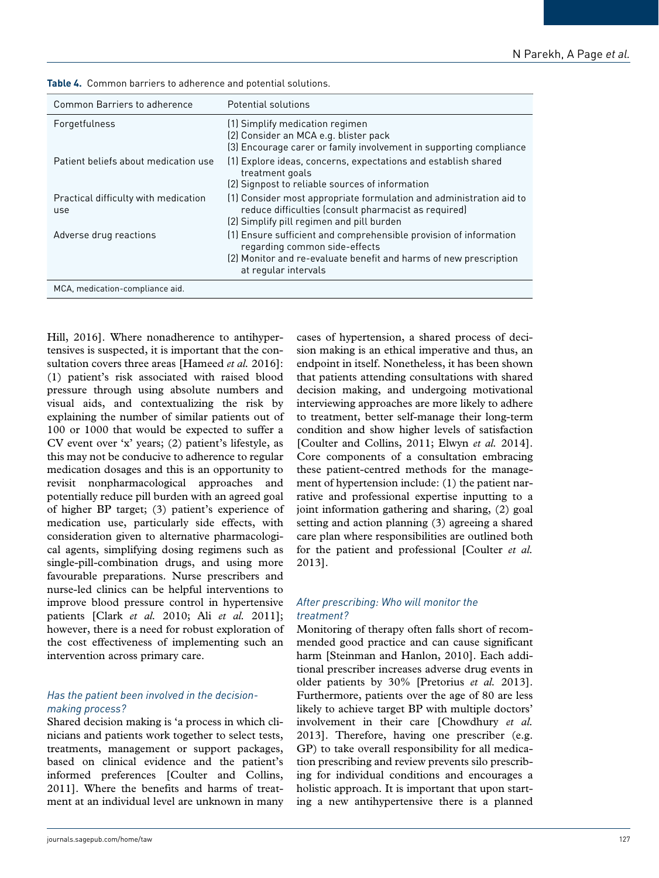**Table 4.** Common barriers to adherence and potential solutions.

| Common Barriers to adherence | Potential solutions |
|---|---|
| Forgetfulness | (1) Simplify medication regimen<br>(2) Consider an MCA e.g. blister pack<br>(3) Encourage carer or family involvement in supporting compliance |
| Patient beliefs about medication use | (1) Explore ideas, concerns, expectations and establish shared treatment goals<br>(2) Signpost to reliable sources of information |
| Practical difficulty with medication use | (1) Consider most appropriate formulation and administration aid to reduce difficulties (consult pharmacist as required)<br>(2) Simplify pill regimen and pill burden |
| Adverse drug reactions | (1) Ensure sufficient and comprehensible provision of information regarding common side-effects<br>(2) Monitor and re-evaluate benefit and harms of new prescription at regular intervals |

MCA, medication-compliance aid.

Hill, 2016]. Where nonadherence to antihypertensives is suspected, it is important that the consultation covers three areas [Hameed *et al.* 2016]: (1) patient's risk associated with raised blood pressure through using absolute numbers and visual aids, and contextualizing the risk by explaining the number of similar patients out of 100 or 1000 that would be expected to suffer a CV event over 'x' years; (2) patient's lifestyle, as this may not be conducive to adherence to regular medication dosages and this is an opportunity to revisit nonpharmacological approaches and potentially reduce pill burden with an agreed goal of higher BP target; (3) patient's experience of medication use, particularly side effects, with consideration given to alternative pharmacological agents, simplifying dosing regimens such as single-pill-combination drugs, and using more favourable preparations. Nurse prescribers and nurse-led clinics can be helpful interventions to improve blood pressure control in hypertensive patients [Clark *et al.* 2010; Ali *et al.* 2011]; however, there is a need for robust exploration of the cost effectiveness of implementing such an intervention across primary care.

### *Has the patient been involved in the decision-making process?*

Shared decision making is 'a process in which clinicians and patients work together to select tests, treatments, management or support packages, based on clinical evidence and the patient's informed preferences [Coulter and Collins, 2011]. Where the benefits and harms of treatment at an individual level are unknown in many cases of hypertension, a shared process of decision making is an ethical imperative and thus, an endpoint in itself. Nonetheless, it has been shown that patients attending consultations with shared decision making, and undergoing motivational interviewing approaches are more likely to adhere to treatment, better self-manage their long-term condition and show higher levels of satisfaction [Coulter and Collins, 2011; Elwyn *et al.* 2014]. Core components of a consultation embracing these patient-centred methods for the management of hypertension include: (1) the patient narrative and professional expertise inputting to a joint information gathering and sharing, (2) goal setting and action planning (3) agreeing a shared care plan where responsibilities are outlined both for the patient and professional [Coulter *et al.* 2013].

### *After prescribing: Who will monitor the treatment?*

Monitoring of therapy often falls short of recommended good practice and can cause significant harm [Steinman and Hanlon, 2010]. Each additional prescriber increases adverse drug events in older patients by 30% [Pretorius *et al.* 2013]. Furthermore, patients over the age of 80 are less likely to achieve target BP with multiple doctors' involvement in their care [Chowdhury *et al.* 2013]. Therefore, having one prescriber (e.g. GP) to take overall responsibility for all medication prescribing and review prevents silo prescribing for individual conditions and encourages a holistic approach. It is important that upon starting a new antihypertensive there is a planned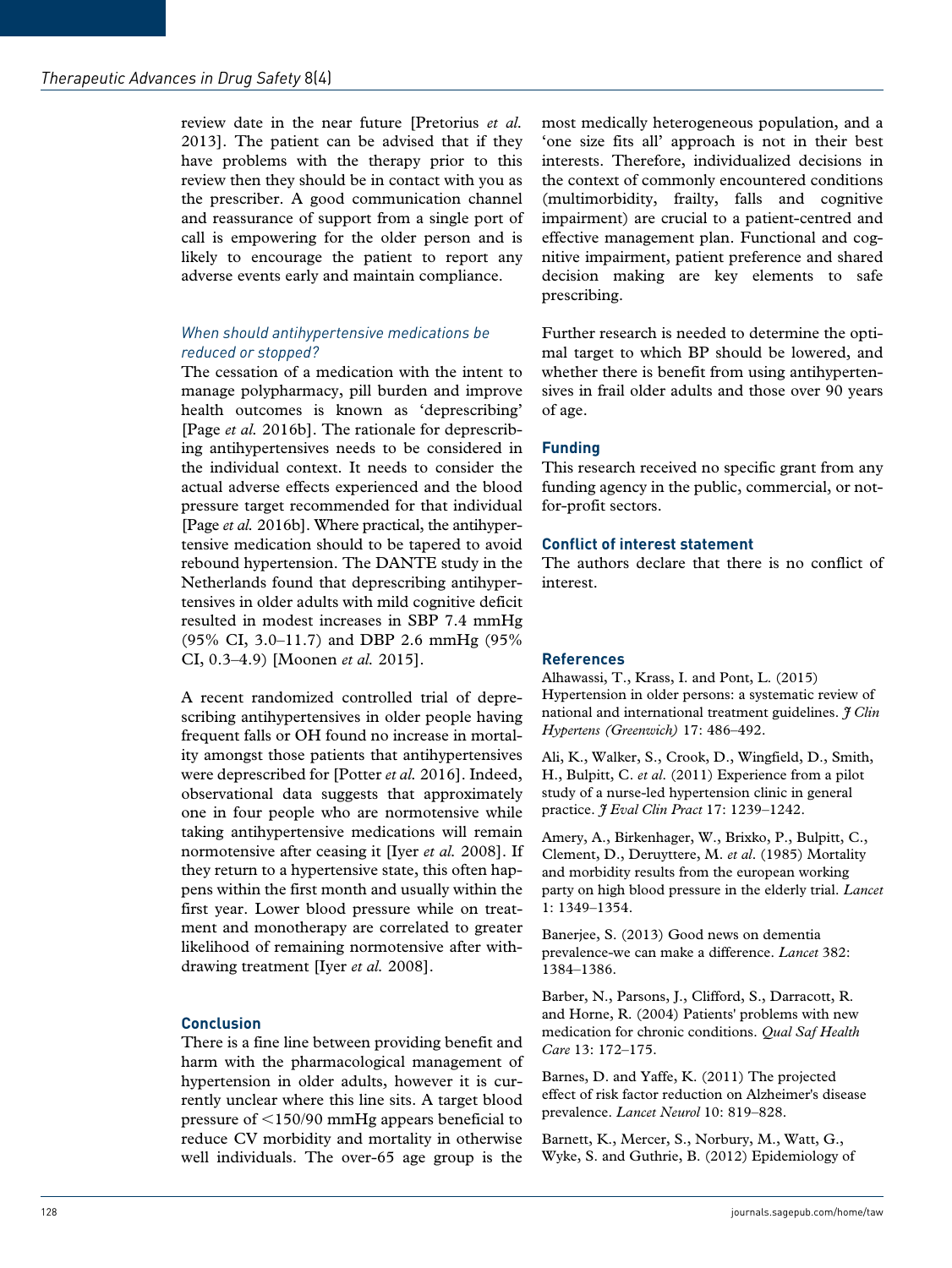review date in the near future [Pretorius *et al.* 2013]. The patient can be advised that if they have problems with the therapy prior to this review then they should be in contact with you as the prescriber. A good communication channel and reassurance of support from a single port of call is empowering for the older person and is likely to encourage the patient to report any adverse events early and maintain compliance.

### *When should antihypertensive medications be reduced or stopped?*

The cessation of a medication with the intent to manage polypharmacy, pill burden and improve health outcomes is known as 'deprescribing' [Page *et al.* 2016b]. The rationale for deprescribing antihypertensives needs to be considered in the individual context. It needs to consider the actual adverse effects experienced and the blood pressure target recommended for that individual [Page *et al.* 2016b]. Where practical, the antihypertensive medication should to be tapered to avoid rebound hypertension. The DANTE study in the Netherlands found that deprescribing antihypertensives in older adults with mild cognitive deficit resulted in modest increases in SBP 7.4 mmHg (95% CI, 3.0–11.7) and DBP 2.6 mmHg (95% CI, 0.3–4.9) [Moonen *et al.* 2015].

A recent randomized controlled trial of deprescribing antihypertensives in older people having frequent falls or OH found no increase in mortality amongst those patients that antihypertensives were deprescribed for [Potter *et al.* 2016]. Indeed, observational data suggests that approximately one in four people who are normotensive while taking antihypertensive medications will remain normotensive after ceasing it [Iyer *et al.* 2008]. If they return to a hypertensive state, this often happens within the first month and usually within the first year. Lower blood pressure while on treatment and monotherapy are correlated to greater likelihood of remaining normotensive after withdrawing treatment [Iyer *et al.* 2008].

## Conclusion

There is a fine line between providing benefit and harm with the pharmacological management of hypertension in older adults, however it is currently unclear where this line sits. A target blood pressure of <150/90 mmHg appears beneficial to reduce CV morbidity and mortality in otherwise well individuals. The over-65 age group is the most medically heterogeneous population, and a 'one size fits all' approach is not in their best interests. Therefore, individualized decisions in the context of commonly encountered conditions (multimorbidity, frailty, falls and cognitive impairment) are crucial to a patient-centred and effective management plan. Functional and cognitive impairment, patient preference and shared decision making are key elements to safe prescribing.

Further research is needed to determine the optimal target to which BP should be lowered, and whether there is benefit from using antihypertensives in frail older adults and those over 90 years of age.

## Funding

This research received no specific grant from any funding agency in the public, commercial, or not-for-profit sectors.

## Conflict of interest statement

The authors declare that there is no conflict of interest.

## References

Alhawassi, T., Krass, I. and Pont, L. (2015) Hypertension in older persons: a systematic review of national and international treatment guidelines. *J Clin Hypertens (Greenwich)* 17: 486–492.

Ali, K., Walker, S., Crook, D., Wingfield, D., Smith, H., Bulpitt, C. *et al.* (2011) Experience from a pilot study of a nurse-led hypertension clinic in general practice. *J Eval Clin Pract* 17: 1239–1242.

Amery, A., Birkenhager, W., Brixko, P., Bulpitt, C., Clement, D., Deruyttere, M. *et al.* (1985) Mortality and morbidity results from the european working party on high blood pressure in the elderly trial. *Lancet* 1: 1349–1354.

Banerjee, S. (2013) Good news on dementia prevalence-we can make a difference. *Lancet* 382: 1384–1386.

Barber, N., Parsons, J., Clifford, S., Darracott, R. and Horne, R. (2004) Patients' problems with new medication for chronic conditions. *Qual Saf Health Care* 13: 172–175.

Barnes, D. and Yaffe, K. (2011) The projected effect of risk factor reduction on Alzheimer's disease prevalence. *Lancet Neurol* 10: 819–828.

Barnett, K., Mercer, S., Norbury, M., Watt, G., Wyke, S. and Guthrie, B. (2012) Epidemiology of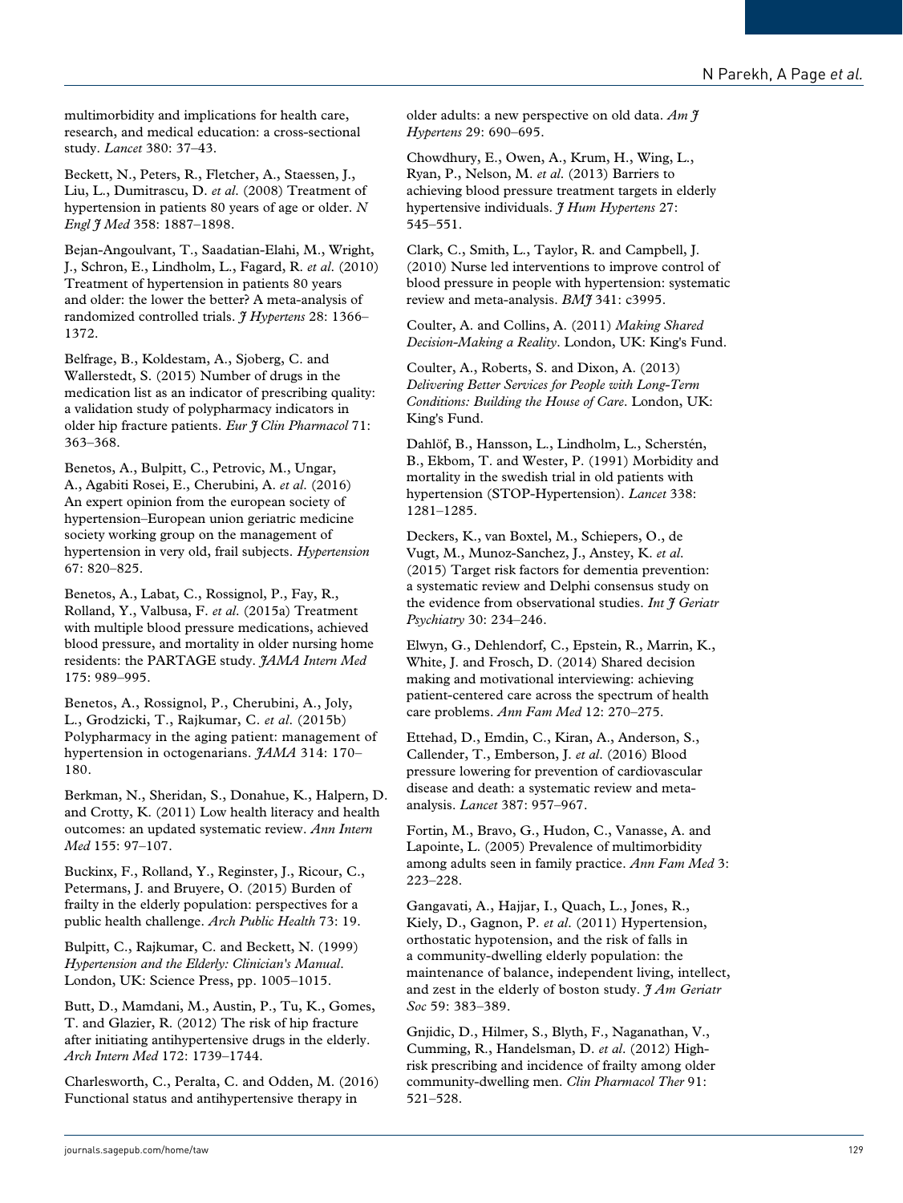multimorbidity and implications for health care, research, and medical education: a cross-sectional study. *Lancet* 380: 37–43.

Beckett, N., Peters, R., Fletcher, A., Staessen, J., Liu, L., Dumitrascu, D. *et al.* (2008) Treatment of hypertension in patients 80 years of age or older. *N Engl J Med* 358: 1887–1898.

Bejan-Angoulvant, T., Saadatian-Elahi, M., Wright, J., Schron, E., Lindholm, L., Fagard, R. *et al.* (2010) Treatment of hypertension in patients 80 years and older: the lower the better? A meta-analysis of randomized controlled trials. *J Hypertens* 28: 1366–1372.

Belfrage, B., Koldestam, A., Sjoberg, C. and Wallerstedt, S. (2015) Number of drugs in the medication list as an indicator of prescribing quality: a validation study of polypharmacy indicators in older hip fracture patients. *Eur J Clin Pharmacol* 71: 363–368.

Benetos, A., Bulpitt, C., Petrovic, M., Ungar, A., Agabiti Rosei, E., Cherubini, A. *et al.* (2016) An expert opinion from the european society of hypertension–European union geriatric medicine society working group on the management of hypertension in very old, frail subjects. *Hypertension* 67: 820–825.

Benetos, A., Labat, C., Rossignol, P., Fay, R., Rolland, Y., Valbusa, F. *et al.* (2015a) Treatment with multiple blood pressure medications, achieved blood pressure, and mortality in older nursing home residents: the PARTAGE study. *JAMA Intern Med* 175: 989–995.

Benetos, A., Rossignol, P., Cherubini, A., Joly, L., Grodzicki, T., Rajkumar, C. *et al.* (2015b) Polypharmacy in the aging patient: management of hypertension in octogenarians. *JAMA* 314: 170–180.

Berkman, N., Sheridan, S., Donahue, K., Halpern, D. and Crotty, K. (2011) Low health literacy and health outcomes: an updated systematic review. *Ann Intern Med* 155: 97–107.

Buckinx, F., Rolland, Y., Reginster, J., Ricour, C., Petermans, J. and Bruyere, O. (2015) Burden of frailty in the elderly population: perspectives for a public health challenge. *Arch Public Health* 73: 19.

Bulpitt, C., Rajkumar, C. and Beckett, N. (1999) *Hypertension and the Elderly: Clinician's Manual*. London, UK: Science Press, pp. 1005–1015.

Butt, D., Mamdani, M., Austin, P., Tu, K., Gomes, T. and Glazier, R. (2012) The risk of hip fracture after initiating antihypertensive drugs in the elderly. *Arch Intern Med* 172: 1739–1744.

Charlesworth, C., Peralta, C. and Odden, M. (2016) Functional status and antihypertensive therapy in older adults: a new perspective on old data. *Am J Hypertens* 29: 690–695.

Chowdhury, E., Owen, A., Krum, H., Wing, L., Ryan, P., Nelson, M. *et al.* (2013) Barriers to achieving blood pressure treatment targets in elderly hypertensive individuals. *J Hum Hypertens* 27: 545–551.

Clark, C., Smith, L., Taylor, R. and Campbell, J. (2010) Nurse led interventions to improve control of blood pressure in people with hypertension: systematic review and meta-analysis. *BMJ* 341: c3995.

Coulter, A. and Collins, A. (2011) *Making Shared Decision-Making a Reality*. London, UK: King's Fund.

Coulter, A., Roberts, S. and Dixon, A. (2013) *Delivering Better Services for People with Long-Term Conditions: Building the House of Care*. London, UK: King's Fund.

Dahlöf, B., Hansson, L., Lindholm, L., Scherstén, B., Ekbom, T. and Wester, P. (1991) Morbidity and mortality in the swedish trial in old patients with hypertension (STOP-Hypertension). *Lancet* 338: 1281–1285.

Deckers, K., van Boxtel, M., Schiepers, O., de Vugt, M., Munoz-Sanchez, J., Anstey, K. *et al.* (2015) Target risk factors for dementia prevention: a systematic review and Delphi consensus study on the evidence from observational studies. *Int J Geriatr Psychiatry* 30: 234–246.

Elwyn, G., Dehlendorf, C., Epstein, R., Marrin, K., White, J. and Frosch, D. (2014) Shared decision making and motivational interviewing: achieving patient-centered care across the spectrum of health care problems. *Ann Fam Med* 12: 270–275.

Ettehad, D., Emdin, C., Kiran, A., Anderson, S., Callender, T., Emberson, J. *et al.* (2016) Blood pressure lowering for prevention of cardiovascular disease and death: a systematic review and meta-analysis. *Lancet* 387: 957–967.

Fortin, M., Bravo, G., Hudon, C., Vanasse, A. and Lapointe, L. (2005) Prevalence of multimorbidity among adults seen in family practice. *Ann Fam Med* 3: 223–228.

Gangavati, A., Hajjar, I., Quach, L., Jones, R., Kiely, D., Gagnon, P. *et al.* (2011) Hypertension, orthostatic hypotension, and the risk of falls in a community-dwelling elderly population: the maintenance of balance, independent living, intellect, and zest in the elderly of boston study. *J Am Geriatr Soc* 59: 383–389.

Gnjidic, D., Hilmer, S., Blyth, F., Naganathan, V., Cumming, R., Handelsman, D. *et al.* (2012) High-risk prescribing and incidence of frailty among older community-dwelling men. *Clin Pharmacol Ther* 91: 521–528.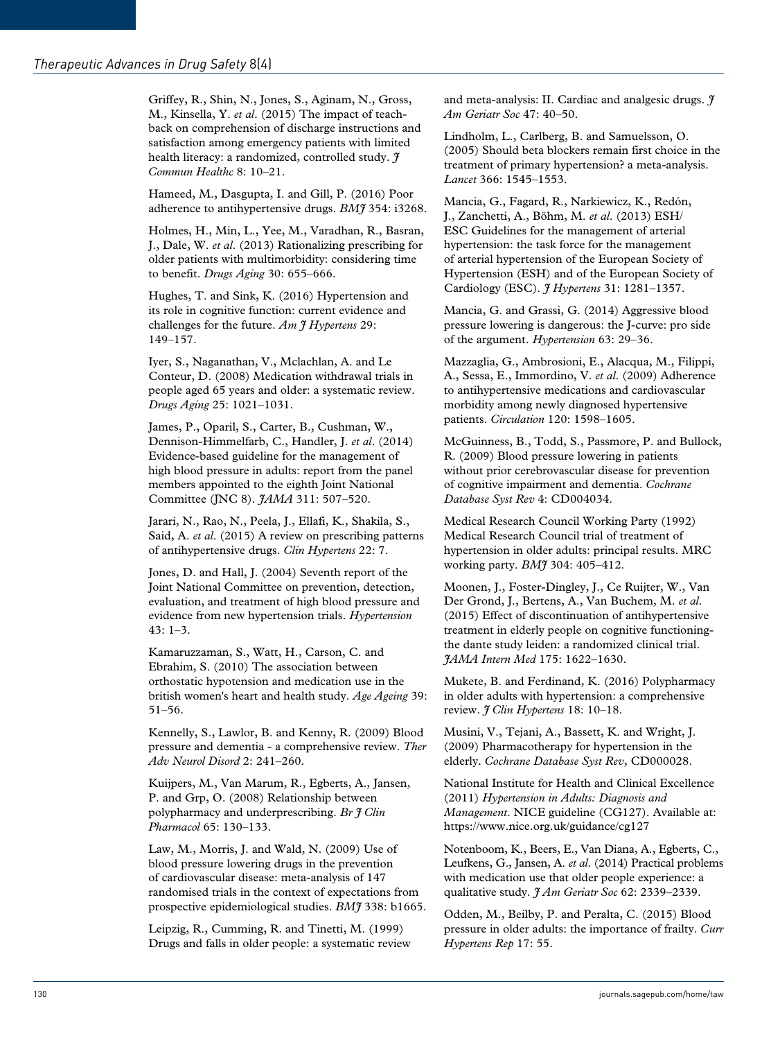Griffey, R., Shin, N., Jones, S., Aginam, N., Gross, M., Kinsella, Y. *et al*. (2015) The impact of teach-back on comprehension of discharge instructions and satisfaction among emergency patients with limited health literacy: a randomized, controlled study. *J Commun Healthc* 8: 10–21.

Hameed, M., Dasgupta, I. and Gill, P. (2016) Poor adherence to antihypertensive drugs. *BMJ* 354: i3268.

Holmes, H., Min, L., Yee, M., Varadhan, R., Basran, J., Dale, W. *et al*. (2013) Rationalizing prescribing for older patients with multimorbidity: considering time to benefit. *Drugs Aging* 30: 655–666.

Hughes, T. and Sink, K. (2016) Hypertension and its role in cognitive function: current evidence and challenges for the future. *Am J Hypertens* 29: 149–157.

Iyer, S., Naganathan, V., Mclachlan, A. and Le Conteur, D. (2008) Medication withdrawal trials in people aged 65 years and older: a systematic review. *Drugs Aging* 25: 1021–1031.

James, P., Oparil, S., Carter, B., Cushman, W., Dennison-Himmelfarb, C., Handler, J. *et al*. (2014) Evidence-based guideline for the management of high blood pressure in adults: report from the panel members appointed to the eighth Joint National Committee (JNC 8). *JAMA* 311: 507–520.

Jarari, N., Rao, N., Peela, J., Ellafi, K., Shakila, S., Said, A. *et al*. (2015) A review on prescribing patterns of antihypertensive drugs. *Clin Hypertens* 22: 7.

Jones, D. and Hall, J. (2004) Seventh report of the Joint National Committee on prevention, detection, evaluation, and treatment of high blood pressure and evidence from new hypertension trials. *Hypertension* 43: 1–3.

Kamaruzzaman, S., Watt, H., Carson, C. and Ebrahim, S. (2010) The association between orthostatic hypotension and medication use in the british women's heart and health study. *Age Ageing* 39: 51–56.

Kennelly, S., Lawlor, B. and Kenny, R. (2009) Blood pressure and dementia - a comprehensive review. *Ther Adv Neurol Disord* 2: 241–260.

Kuijpers, M., Van Marum, R., Egberts, A., Jansen, P. and Grp, O. (2008) Relationship between polypharmacy and underprescribing. *Br J Clin Pharmacol* 65: 130–133.

Law, M., Morris, J. and Wald, N. (2009) Use of blood pressure lowering drugs in the prevention of cardiovascular disease: meta-analysis of 147 randomised trials in the context of expectations from prospective epidemiological studies. *BMJ* 338: b1665.

Leipzig, R., Cumming, R. and Tinetti, M. (1999) Drugs and falls in older people: a systematic review and meta-analysis: II. Cardiac and analgesic drugs. *J Am Geriatr Soc* 47: 40–50.

Lindholm, L., Carlberg, B. and Samuelsson, O. (2005) Should beta blockers remain first choice in the treatment of primary hypertension? a meta-analysis. *Lancet* 366: 1545–1553.

Mancia, G., Fagard, R., Narkiewicz, K., Redón, J., Zanchetti, A., Böhm, M. *et al*. (2013) ESH/ESC Guidelines for the management of arterial hypertension: the task force for the management of arterial hypertension of the European Society of Hypertension (ESH) and of the European Society of Cardiology (ESC). *J Hypertens* 31: 1281–1357.

Mancia, G. and Grassi, G. (2014) Aggressive blood pressure lowering is dangerous: the J-curve: pro side of the argument. *Hypertension* 63: 29–36.

Mazzaglia, G., Ambrosioni, E., Alacqua, M., Filippi, A., Sessa, E., Immordino, V. *et al*. (2009) Adherence to antihypertensive medications and cardiovascular morbidity among newly diagnosed hypertensive patients. *Circulation* 120: 1598–1605.

McGuinness, B., Todd, S., Passmore, P. and Bullock, R. (2009) Blood pressure lowering in patients without prior cerebrovascular disease for prevention of cognitive impairment and dementia. *Cochrane Database Syst Rev* 4: CD004034.

Medical Research Council Working Party (1992) Medical Research Council trial of treatment of hypertension in older adults: principal results. MRC working party. *BMJ* 304: 405–412.

Moonen, J., Foster-Dingley, J., Ce Ruijter, W., Van Der Grond, J., Bertens, A., Van Buchem, M. *et al*. (2015) Effect of discontinuation of antihypertensive treatment in elderly people on cognitive functioning-the dante study leiden: a randomized clinical trial. *JAMA Intern Med* 175: 1622–1630.

Mukete, B. and Ferdinand, K. (2016) Polypharmacy in older adults with hypertension: a comprehensive review. *J Clin Hypertens* 18: 10–18.

Musini, V., Tejani, A., Bassett, K. and Wright, J. (2009) Pharmacotherapy for hypertension in the elderly. *Cochrane Database Syst Rev*, CD000028.

National Institute for Health and Clinical Excellence (2011) *Hypertension in Adults: Diagnosis and Management*. NICE guideline (CG127). Available at: https://www.nice.org.uk/guidance/cg127

Notenboom, K., Beers, E., Van Diana, A., Egberts, C., Leufkens, G., Jansen, A. *et al*. (2014) Practical problems with medication use that older people experience: a qualitative study. *J Am Geriatr Soc* 62: 2339–2339.

Odden, M., Beilby, P. and Peralta, C. (2015) Blood pressure in older adults: the importance of frailty. *Curr Hypertens Rep* 17: 55.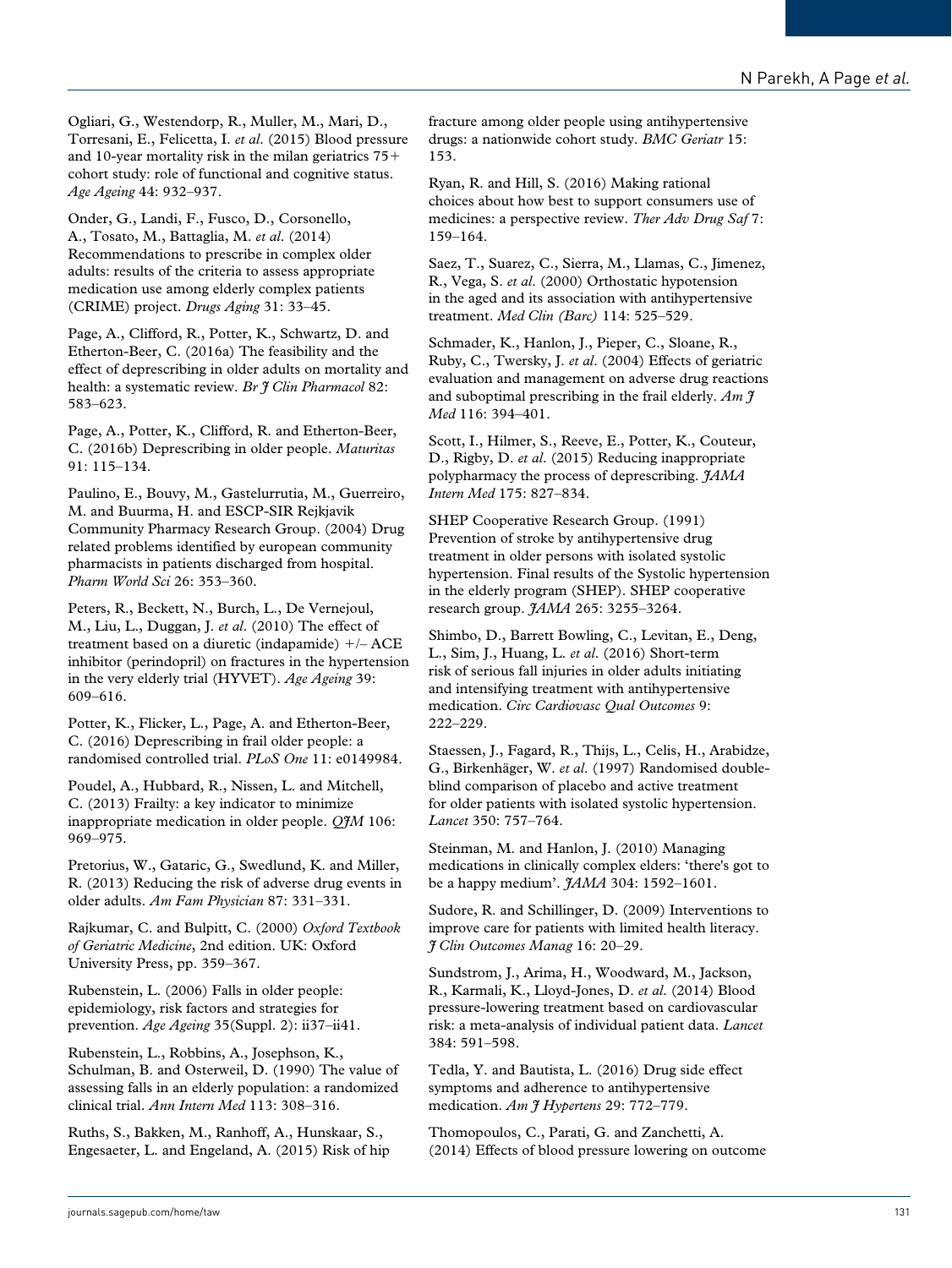Ogliari, G., Westendorp, R., Muller, M., Mari, D., Torresani, E., Felicetta, I. *et al.* (2015) Blood pressure and 10-year mortality risk in the milan geriatrics 75+ cohort study: role of functional and cognitive status. *Age Ageing* 44: 932–937.

Onder, G., Landi, F., Fusco, D., Corsonello, A., Tosato, M., Battaglia, M. *et al.* (2014) Recommendations to prescribe in complex older adults: results of the criteria to assess appropriate medication use among elderly complex patients (CRIME) project. *Drugs Aging* 31: 33–45.

Page, A., Clifford, R., Potter, K., Schwartz, D. and Etherton-Beer, C. (2016a) The feasibility and the effect of deprescribing in older adults on mortality and health: a systematic review. *Br J Clin Pharmacol* 82: 583–623.

Page, A., Potter, K., Clifford, R. and Etherton-Beer, C. (2016b) Deprescribing in older people. *Maturitas* 91: 115–134.

Paulino, E., Bouvy, M., Gastelurrutia, M., Guerreiro, M. and Buurma, H. and ESCP-SIR Rejkjavik Community Pharmacy Research Group. (2004) Drug related problems identified by european community pharmacists in patients discharged from hospital. *Pharm World Sci* 26: 353–360.

Peters, R., Beckett, N., Burch, L., De Vernejoul, M., Liu, L., Duggan, J. *et al*. (2010) The effect of treatment based on a diuretic (indapamide) +/– ACE inhibitor (perindopril) on fractures in the hypertension in the very elderly trial (HYVET). *Age Ageing* 39: 609–616.

Potter, K., Flicker, L., Page, A. and Etherton-Beer, C. (2016) Deprescribing in frail older people: a randomised controlled trial. *PLoS One* 11: e0149984.

Poudel, A., Hubbard, R., Nissen, L. and Mitchell, C. (2013) Frailty: a key indicator to minimize inappropriate medication in older people. *QJM* 106: 969–975.

Pretorius, W., Gataric, G., Swedlund, K. and Miller, R. (2013) Reducing the risk of adverse drug events in older adults. *Am Fam Physician* 87: 331–331.

Rajkumar, C. and Bulpitt, C. (2000) *Oxford Textbook of Geriatric Medicine*, 2nd edition. UK: Oxford University Press, pp. 359–367.

Rubenstein, L. (2006) Falls in older people: epidemiology, risk factors and strategies for prevention. *Age Ageing* 35(Suppl. 2): ii37–ii41.

Rubenstein, L., Robbins, A., Josephson, K., Schulman, B. and Osterweil, D. (1990) The value of assessing falls in an elderly population: a randomized clinical trial. *Ann Intern Med* 113: 308–316.

Ruths, S., Bakken, M., Ranhoff, A., Hunskaar, S., Engesaeter, L. and Engeland, A. (2015) Risk of hip fracture among older people using antihypertensive drugs: a nationwide cohort study. *BMC Geriatr* 15: 153.

Ryan, R. and Hill, S. (2016) Making rational choices about how best to support consumers use of medicines: a perspective review. *Ther Adv Drug Saf* 7: 159–164.

Saez, T., Suarez, C., Sierra, M., Llamas, C., Jimenez, R., Vega, S. *et al.* (2000) Orthostatic hypotension in the aged and its association with antihypertensive treatment. *Med Clin (Barc)* 114: 525–529.

Schmader, K., Hanlon, J., Pieper, C., Sloane, R., Ruby, C., Twersky, J. *et al*. (2004) Effects of geriatric evaluation and management on adverse drug reactions and suboptimal prescribing in the frail elderly. *Am J Med* 116: 394–401.

Scott, I., Hilmer, S., Reeve, E., Potter, K., Couteur, D., Rigby, D. *et al.* (2015) Reducing inappropriate polypharmacy the process of deprescribing. *JAMA Intern Med* 175: 827–834.

SHEP Cooperative Research Group. (1991) Prevention of stroke by antihypertensive drug treatment in older persons with isolated systolic hypertension. Final results of the Systolic hypertension in the elderly program (SHEP). SHEP cooperative research group. *JAMA* 265: 3255–3264.

Shimbo, D., Barrett Bowling, C., Levitan, E., Deng, L., Sim, J., Huang, L. *et al.* (2016) Short-term risk of serious fall injuries in older adults initiating and intensifying treatment with antihypertensive medication. *Circ Cardiovasc Qual Outcomes* 9: 222–229.

Staessen, J., Fagard, R., Thijs, L., Celis, H., Arabidze, G., Birkenhäger, W. *et al.* (1997) Randomised double-blind comparison of placebo and active treatment for older patients with isolated systolic hypertension. *Lancet* 350: 757–764.

Steinman, M. and Hanlon, J. (2010) Managing medications in clinically complex elders: 'there's got to be a happy medium'. *JAMA* 304: 1592–1601.

Sudore, R. and Schillinger, D. (2009) Interventions to improve care for patients with limited health literacy. *J Clin Outcomes Manag* 16: 20–29.

Sundstrom, J., Arima, H., Woodward, M., Jackson, R., Karmali, K., Lloyd-Jones, D. *et al.* (2014) Blood pressure-lowering treatment based on cardiovascular risk: a meta-analysis of individual patient data. *Lancet* 384: 591–598.

Tedla, Y. and Bautista, L. (2016) Drug side effect symptoms and adherence to antihypertensive medication. *Am J Hypertens* 29: 772–779.

Thomopoulos, C., Parati, G. and Zanchetti, A. (2014) Effects of blood pressure lowering on outcome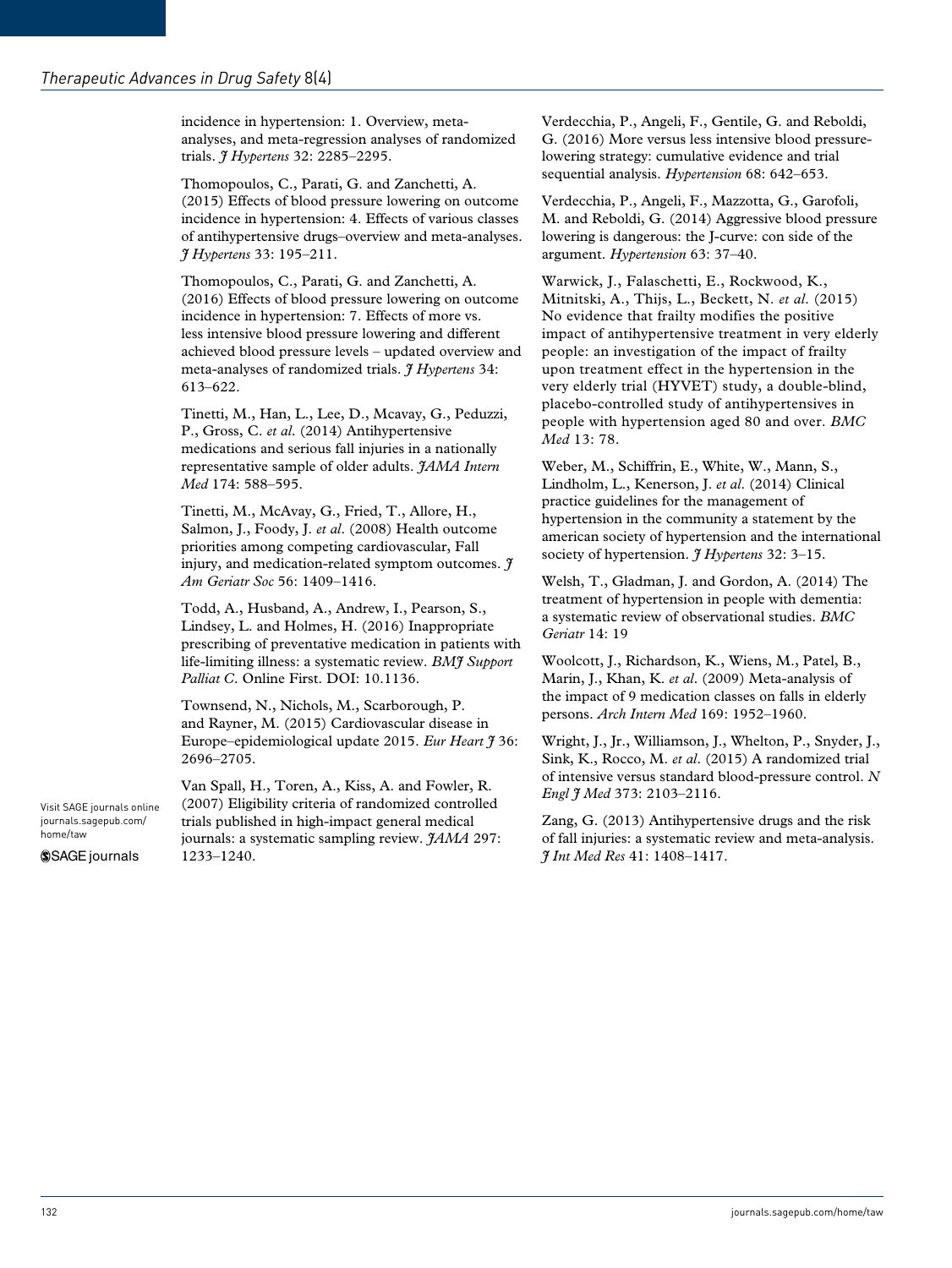incidence in hypertension: 1. Overview, meta-analyses, and meta-regression analyses of randomized trials. *J Hypertens* 32: 2285–2295.

Thomopoulos, C., Parati, G. and Zanchetti, A. (2015) Effects of blood pressure lowering on outcome incidence in hypertension: 4. Effects of various classes of antihypertensive drugs–overview and meta-analyses. *J Hypertens* 33: 195–211.

Thomopoulos, C., Parati, G. and Zanchetti, A. (2016) Effects of blood pressure lowering on outcome incidence in hypertension: 7. Effects of more vs. less intensive blood pressure lowering and different achieved blood pressure levels – updated overview and meta-analyses of randomized trials. *J Hypertens* 34: 613–622.

Tinetti, M., Han, L., Lee, D., Mcavay, G., Peduzzi, P., Gross, C. *et al.* (2014) Antihypertensive medications and serious fall injuries in a nationally representative sample of older adults. *JAMA Intern Med* 174: 588–595.

Tinetti, M., McAvay, G., Fried, T., Allore, H., Salmon, J., Foody, J. *et al.* (2008) Health outcome priorities among competing cardiovascular, Fall injury, and medication-related symptom outcomes. *J Am Geriatr Soc* 56: 1409–1416.

Todd, A., Husband, A., Andrew, I., Pearson, S., Lindsey, L. and Holmes, H. (2016) Inappropriate prescribing of preventative medication in patients with life-limiting illness: a systematic review. *BMJ Support Palliat C*. Online First. DOI: 10.1136.

Townsend, N., Nichols, M., Scarborough, P. and Rayner, M. (2015) Cardiovascular disease in Europe–epidemiological update 2015. *Eur Heart J* 36: 2696–2705.

Van Spall, H., Toren, A., Kiss, A. and Fowler, R. (2007) Eligibility criteria of randomized controlled trials published in high-impact general medical journals: a systematic sampling review. *JAMA* 297: 1233–1240.

Verdecchia, P., Angeli, F., Gentile, G. and Reboldi, G. (2016) More versus less intensive blood pressure-lowering strategy: cumulative evidence and trial sequential analysis. *Hypertension* 68: 642–653.

Verdecchia, P., Angeli, F., Mazzotta, G., Garofoli, M. and Reboldi, G. (2014) Aggressive blood pressure lowering is dangerous: the J-curve: con side of the argument. *Hypertension* 63: 37–40.

Warwick, J., Falaschetti, E., Rockwood, K., Mitnitski, A., Thijs, L., Beckett, N. *et al.* (2015) No evidence that frailty modifies the positive impact of antihypertensive treatment in very elderly people: an investigation of the impact of frailty upon treatment effect in the hypertension in the very elderly trial (HYVET) study, a double-blind, placebo-controlled study of antihypertensives in people with hypertension aged 80 and over. *BMC Med* 13: 78.

Weber, M., Schiffrin, E., White, W., Mann, S., Lindholm, L., Kenerson, J. *et al.* (2014) Clinical practice guidelines for the management of hypertension in the community a statement by the american society of hypertension and the international society of hypertension. *J Hypertens* 32: 3–15.

Welsh, T., Gladman, J. and Gordon, A. (2014) The treatment of hypertension in people with dementia: a systematic review of observational studies. *BMC Geriatr* 14: 19

Woolcott, J., Richardson, K., Wiens, M., Patel, B., Marin, J., Khan, K. *et al.* (2009) Meta-analysis of the impact of 9 medication classes on falls in elderly persons. *Arch Intern Med* 169: 1952–1960.

Wright, J., Jr., Williamson, J., Whelton, P., Snyder, J., Sink, K., Rocco, M. *et al.* (2015) A randomized trial of intensive versus standard blood-pressure control. *N Engl J Med* 373: 2103–2116.

Zang, G. (2013) Antihypertensive drugs and the risk of fall injuries: a systematic review and meta-analysis. *J Int Med Res* 41: 1408–1417.

Visit SAGE journals online journals.sagepub.com/home/taw

SAGE journals